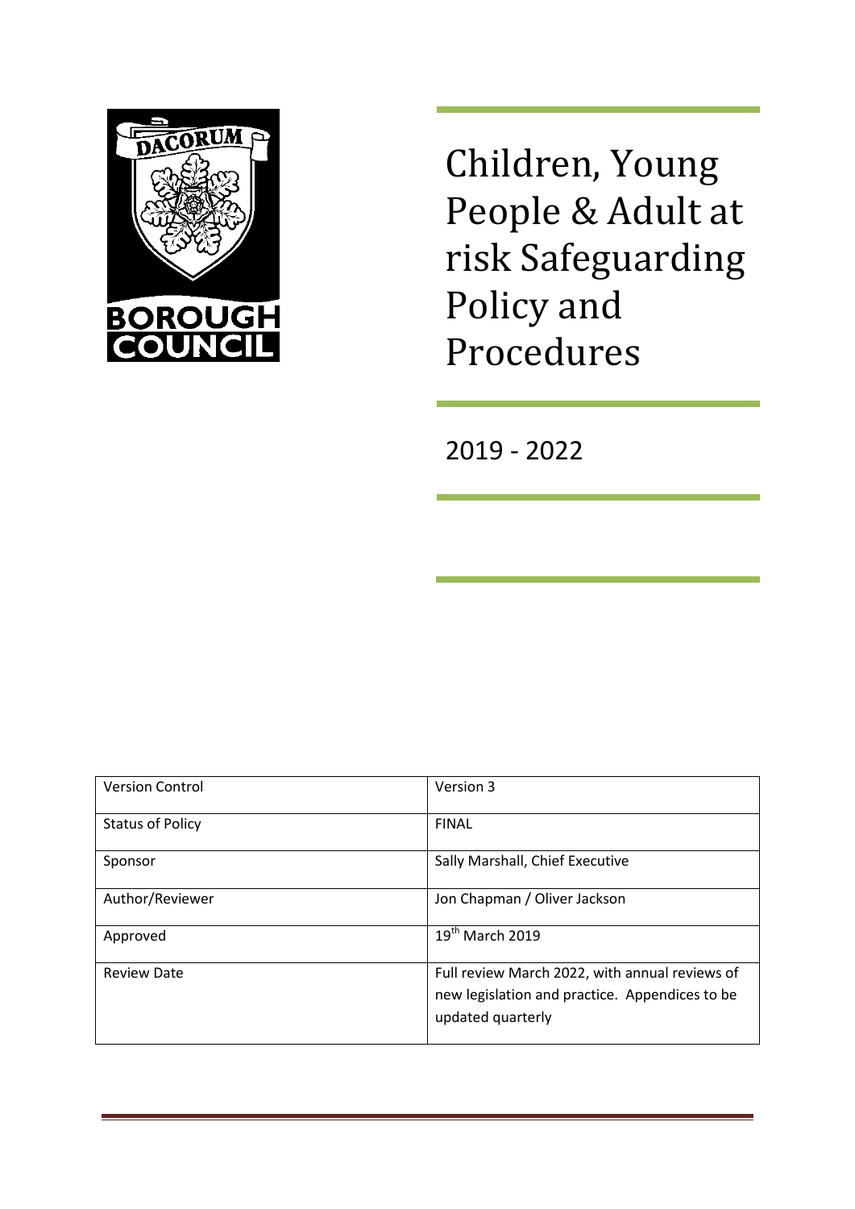DACORUM BOROUGH COUNCIL

# Children, Young People & Adult at risk Safeguarding Policy and Procedures

2019 - 2022

| Version Control | Version 3 |
|---|---|
| Status of Policy | FINAL |
| Sponsor | Sally Marshall, Chief Executive |
| Author/Reviewer | Jon Chapman / Oliver Jackson |
| Approved | 19th March 2019 |
| Review Date | Full review March 2022, with annual reviews of new legislation and practice. Appendices to be updated quarterly |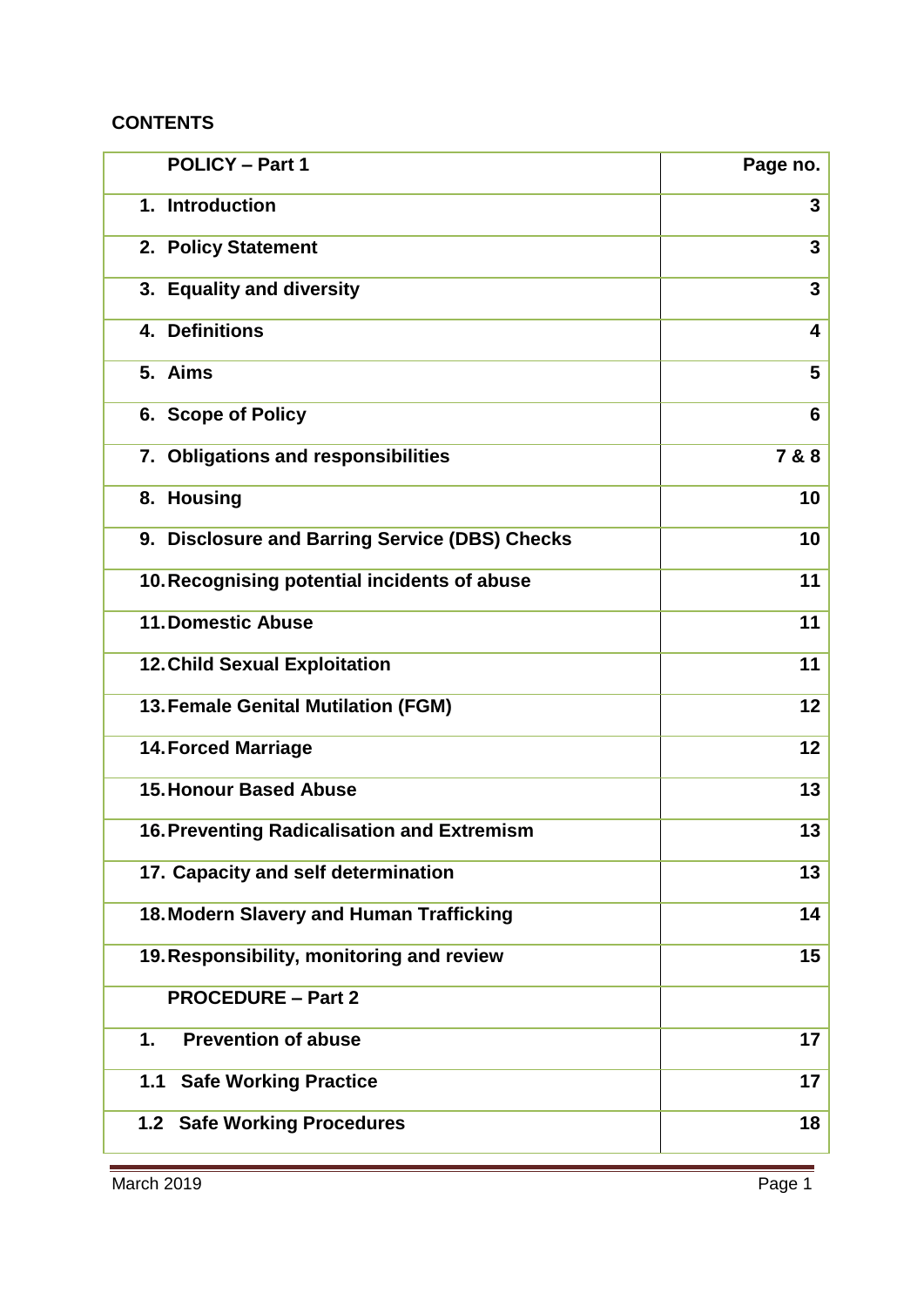**CONTENTS**

| POLICY – Part 1 | Page no. |
|---|---|
| 1. Introduction | 3 |
| 2. Policy Statement | 3 |
| 3. Equality and diversity | 3 |
| 4. Definitions | 4 |
| 5. Aims | 5 |
| 6. Scope of Policy | 6 |
| 7. Obligations and responsibilities | 7 & 8 |
| 8. Housing | 10 |
| 9. Disclosure and Barring Service (DBS) Checks | 10 |
| 10. Recognising potential incidents of abuse | 11 |
| 11. Domestic Abuse | 11 |
| 12. Child Sexual Exploitation | 11 |
| 13. Female Genital Mutilation (FGM) | 12 |
| 14. Forced Marriage | 12 |
| 15. Honour Based Abuse | 13 |
| 16. Preventing Radicalisation and Extremism | 13 |
| 17. Capacity and self determination | 13 |
| 18. Modern Slavery and Human Trafficking | 14 |
| 19. Responsibility, monitoring and review | 15 |
| **PROCEDURE – Part 2** | |
| 1. Prevention of abuse | 17 |
| 1.1 Safe Working Practice | 17 |
| 1.2 Safe Working Procedures | 18 |

March 2019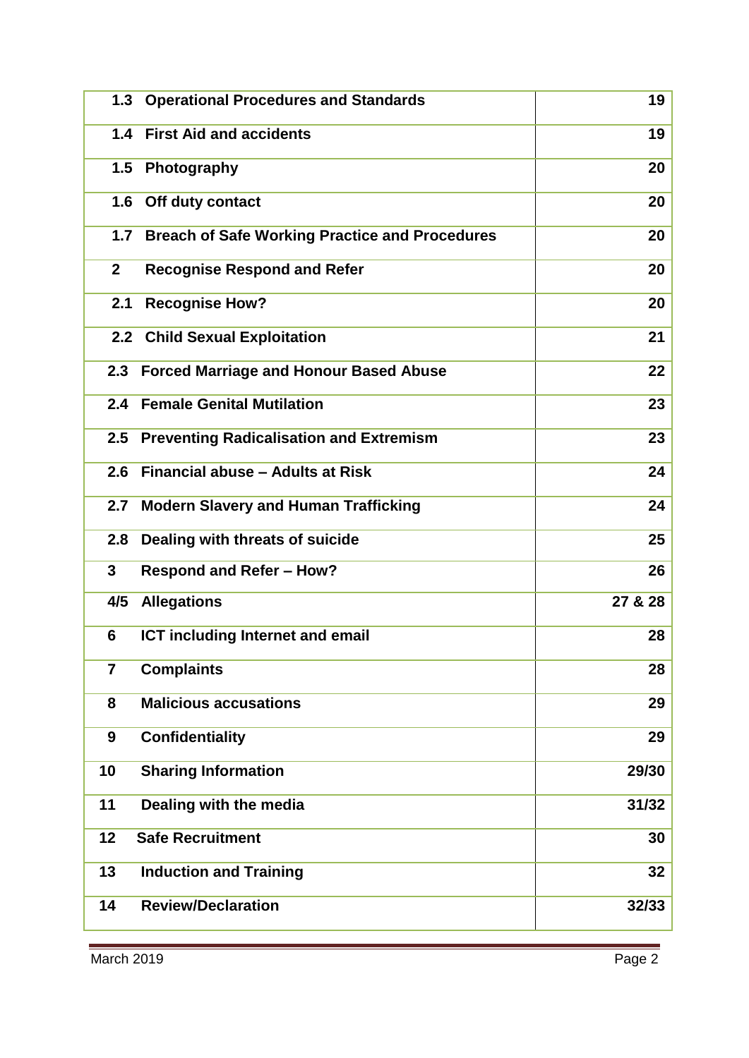| | |
|---|---|
| **1.3 Operational Procedures and Standards** | **19** |
| **1.4 First Aid and accidents** | **19** |
| **1.5 Photography** | **20** |
| **1.6 Off duty contact** | **20** |
| **1.7 Breach of Safe Working Practice and Procedures** | **20** |
| **2 Recognise Respond and Refer** | **20** |
| **2.1 Recognise How?** | **20** |
| **2.2 Child Sexual Exploitation** | **21** |
| **2.3 Forced Marriage and Honour Based Abuse** | **22** |
| **2.4 Female Genital Mutilation** | **23** |
| **2.5 Preventing Radicalisation and Extremism** | **23** |
| **2.6 Financial abuse – Adults at Risk** | **24** |
| **2.7 Modern Slavery and Human Trafficking** | **24** |
| **2.8 Dealing with threats of suicide** | **25** |
| **3 Respond and Refer – How?** | **26** |
| **4/5 Allegations** | **27 & 28** |
| **6 ICT including Internet and email** | **28** |
| **7 Complaints** | **28** |
| **8 Malicious accusations** | **29** |
| **9 Confidentiality** | **29** |
| **10 Sharing Information** | **29/30** |
| **11 Dealing with the media** | **31/32** |
| **12 Safe Recruitment** | **30** |
| **13 Induction and Training** | **32** |
| **14 Review/Declaration** | **32/33** |

March 2019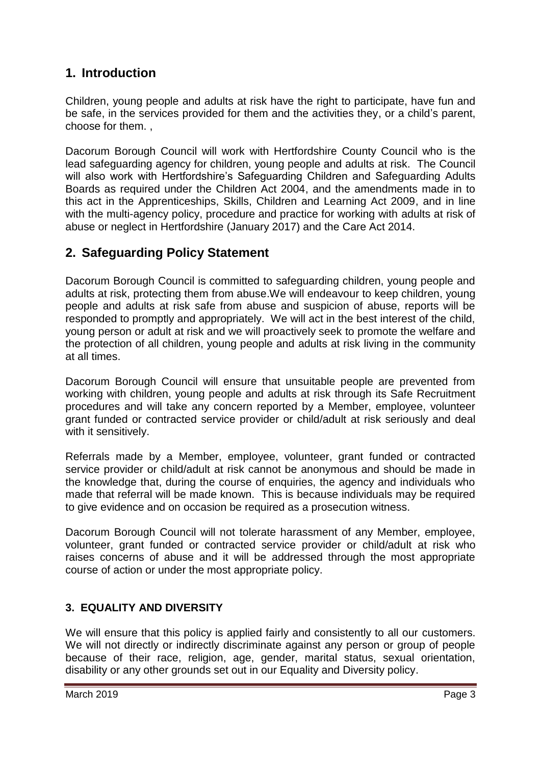## 1. Introduction

Children, young people and adults at risk have the right to participate, have fun and be safe, in the services provided for them and the activities they, or a child's parent, choose for them. ,

Dacorum Borough Council will work with Hertfordshire County Council who is the lead safeguarding agency for children, young people and adults at risk. The Council will also work with Hertfordshire's Safeguarding Children and Safeguarding Adults Boards as required under the Children Act 2004, and the amendments made in to this act in the Apprenticeships, Skills, Children and Learning Act 2009, and in line with the multi-agency policy, procedure and practice for working with adults at risk of abuse or neglect in Hertfordshire (January 2017) and the Care Act 2014.

## 2. Safeguarding Policy Statement

Dacorum Borough Council is committed to safeguarding children, young people and adults at risk, protecting them from abuse.We will endeavour to keep children, young people and adults at risk safe from abuse and suspicion of abuse, reports will be responded to promptly and appropriately. We will act in the best interest of the child, young person or adult at risk and we will proactively seek to promote the welfare and the protection of all children, young people and adults at risk living in the community at all times.

Dacorum Borough Council will ensure that unsuitable people are prevented from working with children, young people and adults at risk through its Safe Recruitment procedures and will take any concern reported by a Member, employee, volunteer grant funded or contracted service provider or child/adult at risk seriously and deal with it sensitively.

Referrals made by a Member, employee, volunteer, grant funded or contracted service provider or child/adult at risk cannot be anonymous and should be made in the knowledge that, during the course of enquiries, the agency and individuals who made that referral will be made known. This is because individuals may be required to give evidence and on occasion be required as a prosecution witness.

Dacorum Borough Council will not tolerate harassment of any Member, employee, volunteer, grant funded or contracted service provider or child/adult at risk who raises concerns of abuse and it will be addressed through the most appropriate course of action or under the most appropriate policy.

### 3. EQUALITY AND DIVERSITY

We will ensure that this policy is applied fairly and consistently to all our customers. We will not directly or indirectly discriminate against any person or group of people because of their race, religion, age, gender, marital status, sexual orientation, disability or any other grounds set out in our Equality and Diversity policy.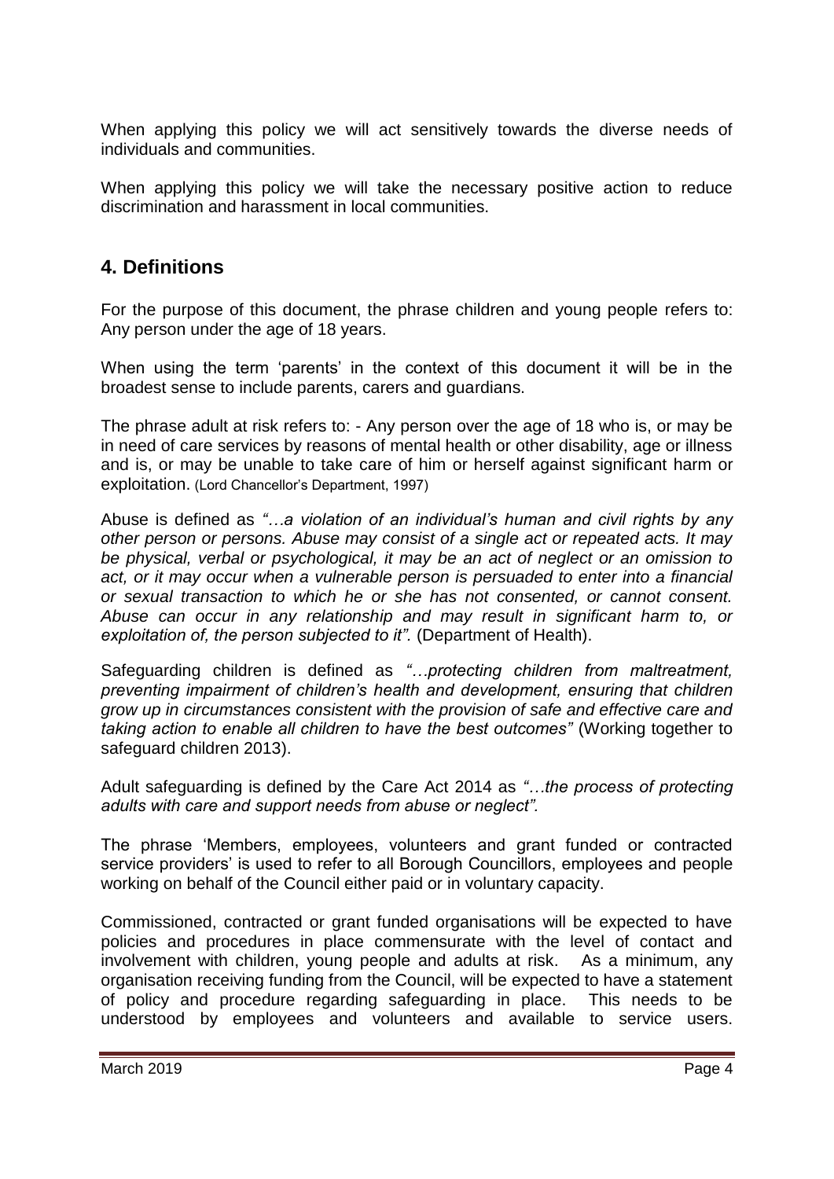When applying this policy we will act sensitively towards the diverse needs of individuals and communities.

When applying this policy we will take the necessary positive action to reduce discrimination and harassment in local communities.

## 4. Definitions

For the purpose of this document, the phrase children and young people refers to: Any person under the age of 18 years.

When using the term 'parents' in the context of this document it will be in the broadest sense to include parents, carers and guardians.

The phrase adult at risk refers to: - Any person over the age of 18 who is, or may be in need of care services by reasons of mental health or other disability, age or illness and is, or may be unable to take care of him or herself against significant harm or exploitation. (Lord Chancellor's Department, 1997)

Abuse is defined as *"…a violation of an individual's human and civil rights by any other person or persons. Abuse may consist of a single act or repeated acts. It may be physical, verbal or psychological, it may be an act of neglect or an omission to act, or it may occur when a vulnerable person is persuaded to enter into a financial or sexual transaction to which he or she has not consented, or cannot consent. Abuse can occur in any relationship and may result in significant harm to, or exploitation of, the person subjected to it".* (Department of Health).

Safeguarding children is defined as *"…protecting children from maltreatment, preventing impairment of children's health and development, ensuring that children grow up in circumstances consistent with the provision of safe and effective care and taking action to enable all children to have the best outcomes"* (Working together to safeguard children 2013).

Adult safeguarding is defined by the Care Act 2014 as *"…the process of protecting adults with care and support needs from abuse or neglect".*

The phrase 'Members, employees, volunteers and grant funded or contracted service providers' is used to refer to all Borough Councillors, employees and people working on behalf of the Council either paid or in voluntary capacity.

Commissioned, contracted or grant funded organisations will be expected to have policies and procedures in place commensurate with the level of contact and involvement with children, young people and adults at risk. As a minimum, any organisation receiving funding from the Council, will be expected to have a statement of policy and procedure regarding safeguarding in place. This needs to be understood by employees and volunteers and available to service users.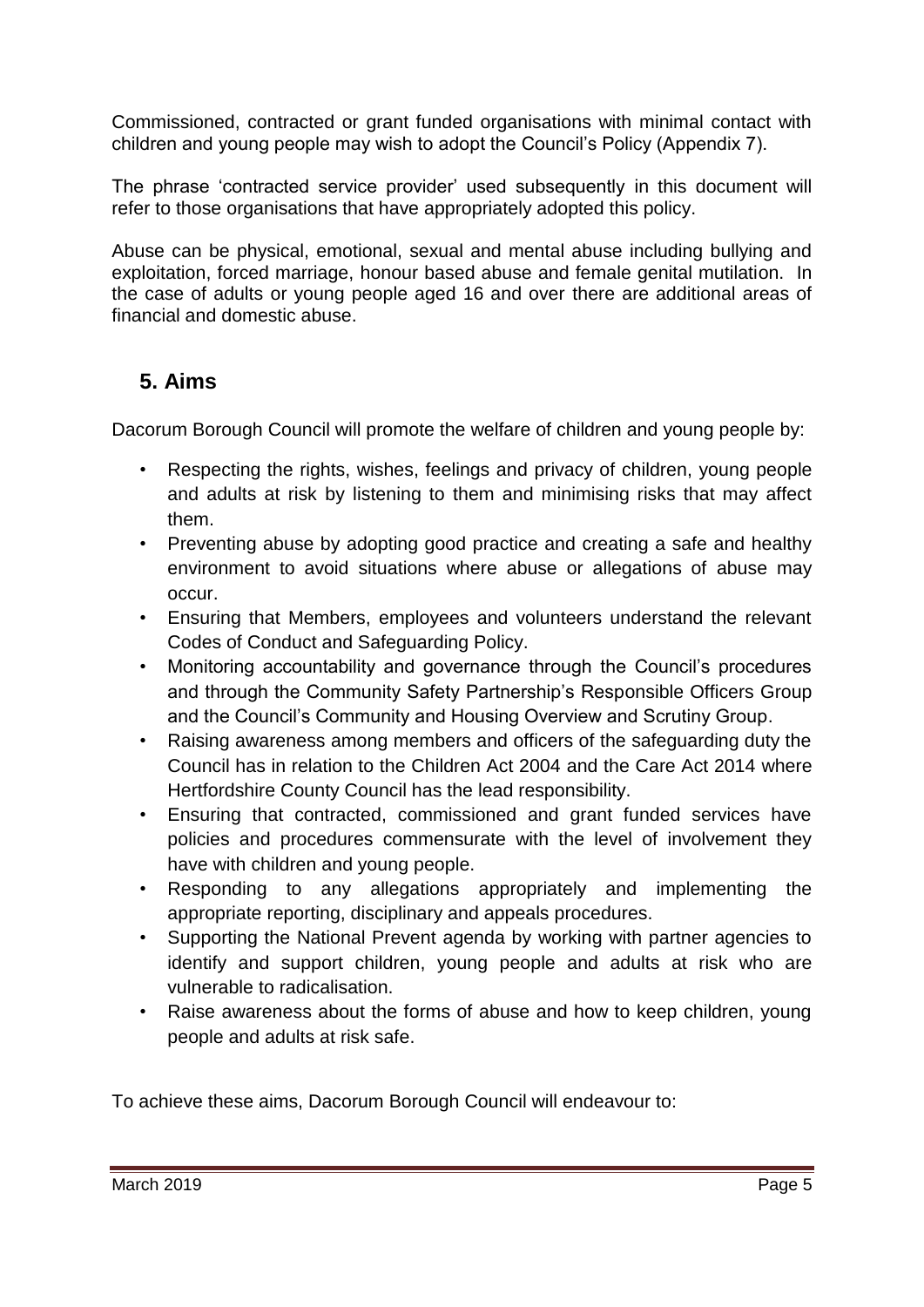Commissioned, contracted or grant funded organisations with minimal contact with children and young people may wish to adopt the Council's Policy (Appendix 7).

The phrase 'contracted service provider' used subsequently in this document will refer to those organisations that have appropriately adopted this policy.

Abuse can be physical, emotional, sexual and mental abuse including bullying and exploitation, forced marriage, honour based abuse and female genital mutilation. In the case of adults or young people aged 16 and over there are additional areas of financial and domestic abuse.

## 5. Aims

Dacorum Borough Council will promote the welfare of children and young people by:

- Respecting the rights, wishes, feelings and privacy of children, young people and adults at risk by listening to them and minimising risks that may affect them.
- Preventing abuse by adopting good practice and creating a safe and healthy environment to avoid situations where abuse or allegations of abuse may occur.
- Ensuring that Members, employees and volunteers understand the relevant Codes of Conduct and Safeguarding Policy.
- Monitoring accountability and governance through the Council's procedures and through the Community Safety Partnership's Responsible Officers Group and the Council's Community and Housing Overview and Scrutiny Group.
- Raising awareness among members and officers of the safeguarding duty the Council has in relation to the Children Act 2004 and the Care Act 2014 where Hertfordshire County Council has the lead responsibility.
- Ensuring that contracted, commissioned and grant funded services have policies and procedures commensurate with the level of involvement they have with children and young people.
- Responding to any allegations appropriately and implementing the appropriate reporting, disciplinary and appeals procedures.
- Supporting the National Prevent agenda by working with partner agencies to identify and support children, young people and adults at risk who are vulnerable to radicalisation.
- Raise awareness about the forms of abuse and how to keep children, young people and adults at risk safe.

To achieve these aims, Dacorum Borough Council will endeavour to: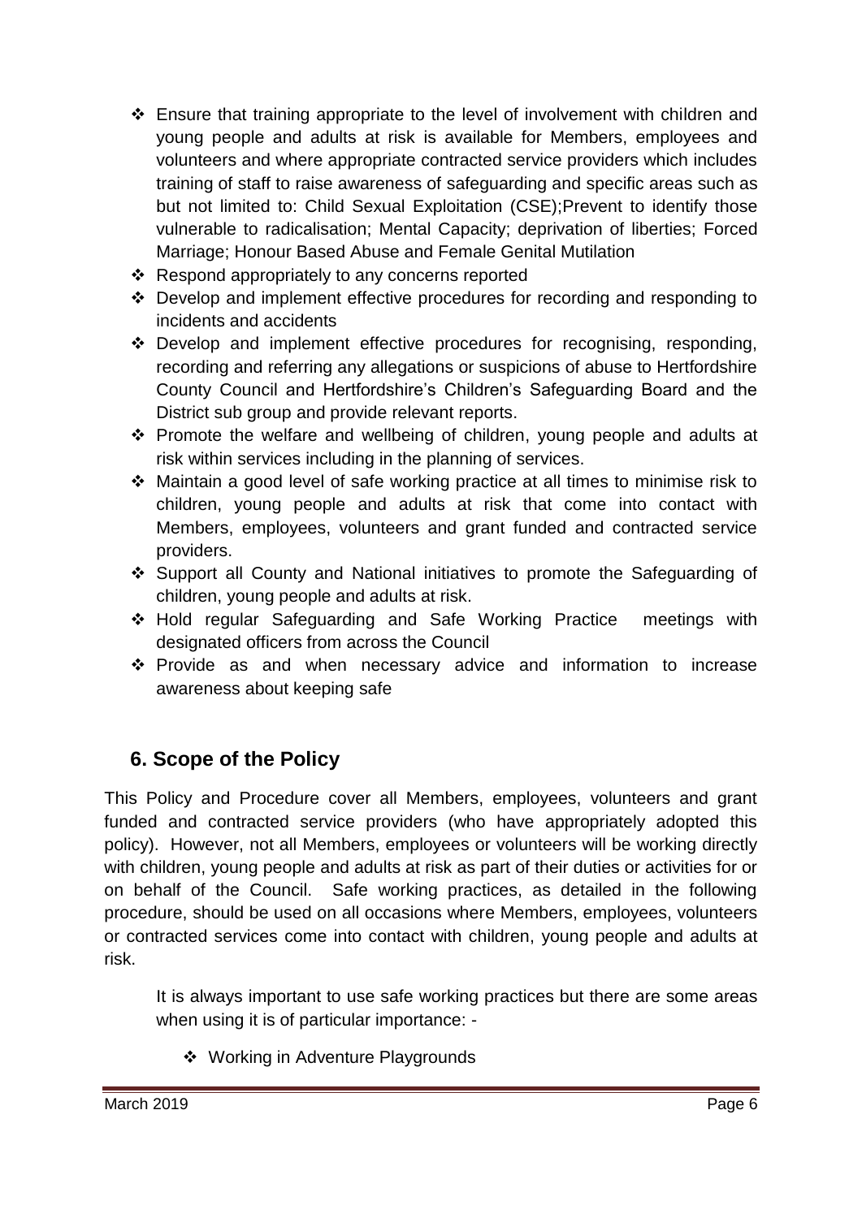- Ensure that training appropriate to the level of involvement with children and young people and adults at risk is available for Members, employees and volunteers and where appropriate contracted service providers which includes training of staff to raise awareness of safeguarding and specific areas such as but not limited to: Child Sexual Exploitation (CSE);Prevent to identify those vulnerable to radicalisation; Mental Capacity; deprivation of liberties; Forced Marriage; Honour Based Abuse and Female Genital Mutilation
- Respond appropriately to any concerns reported
- Develop and implement effective procedures for recording and responding to incidents and accidents
- Develop and implement effective procedures for recognising, responding, recording and referring any allegations or suspicions of abuse to Hertfordshire County Council and Hertfordshire's Children's Safeguarding Board and the District sub group and provide relevant reports.
- Promote the welfare and wellbeing of children, young people and adults at risk within services including in the planning of services.
- Maintain a good level of safe working practice at all times to minimise risk to children, young people and adults at risk that come into contact with Members, employees, volunteers and grant funded and contracted service providers.
- Support all County and National initiatives to promote the Safeguarding of children, young people and adults at risk.
- Hold regular Safeguarding and Safe Working Practice meetings with designated officers from across the Council
- Provide as and when necessary advice and information to increase awareness about keeping safe

## 6. Scope of the Policy

This Policy and Procedure cover all Members, employees, volunteers and grant funded and contracted service providers (who have appropriately adopted this policy). However, not all Members, employees or volunteers will be working directly with children, young people and adults at risk as part of their duties or activities for or on behalf of the Council. Safe working practices, as detailed in the following procedure, should be used on all occasions where Members, employees, volunteers or contracted services come into contact with children, young people and adults at risk.

It is always important to use safe working practices but there are some areas when using it is of particular importance: -

- Working in Adventure Playgrounds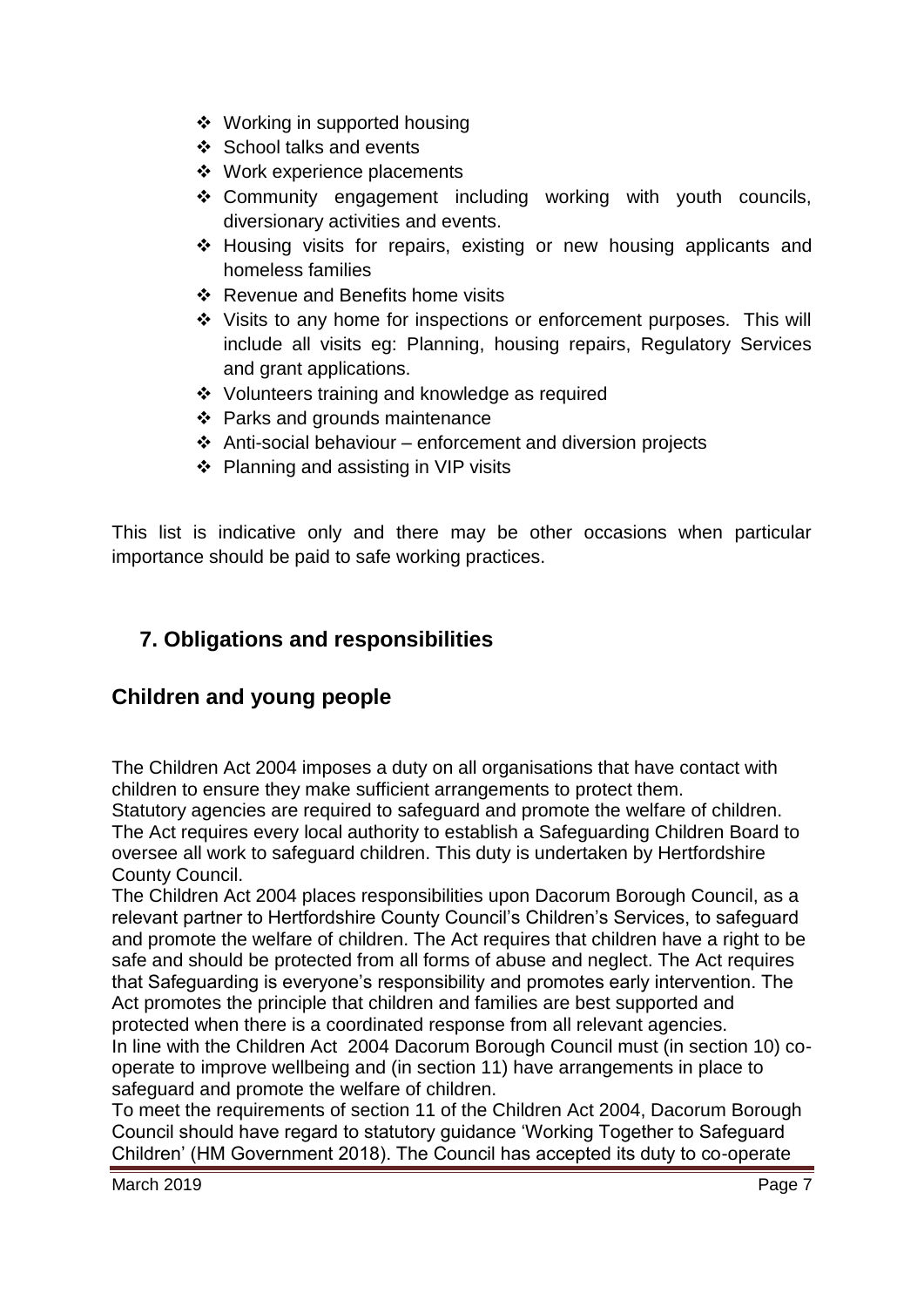- Working in supported housing
- School talks and events
- Work experience placements
- Community engagement including working with youth councils, diversionary activities and events.
- Housing visits for repairs, existing or new housing applicants and homeless families
- Revenue and Benefits home visits
- Visits to any home for inspections or enforcement purposes. This will include all visits eg: Planning, housing repairs, Regulatory Services and grant applications.
- Volunteers training and knowledge as required
- Parks and grounds maintenance
- Anti-social behaviour – enforcement and diversion projects
- Planning and assisting in VIP visits

This list is indicative only and there may be other occasions when particular importance should be paid to safe working practices.

## 7. Obligations and responsibilities

## Children and young people

The Children Act 2004 imposes a duty on all organisations that have contact with children to ensure they make sufficient arrangements to protect them.
Statutory agencies are required to safeguard and promote the welfare of children. The Act requires every local authority to establish a Safeguarding Children Board to oversee all work to safeguard children. This duty is undertaken by Hertfordshire County Council.
The Children Act 2004 places responsibilities upon Dacorum Borough Council, as a relevant partner to Hertfordshire County Council's Children's Services, to safeguard and promote the welfare of children. The Act requires that children have a right to be safe and should be protected from all forms of abuse and neglect. The Act requires that Safeguarding is everyone's responsibility and promotes early intervention. The Act promotes the principle that children and families are best supported and protected when there is a coordinated response from all relevant agencies.
In line with the Children Act 2004 Dacorum Borough Council must (in section 10) co-operate to improve wellbeing and (in section 11) have arrangements in place to safeguard and promote the welfare of children.
To meet the requirements of section 11 of the Children Act 2004, Dacorum Borough Council should have regard to statutory guidance 'Working Together to Safeguard Children' (HM Government 2018). The Council has accepted its duty to co-operate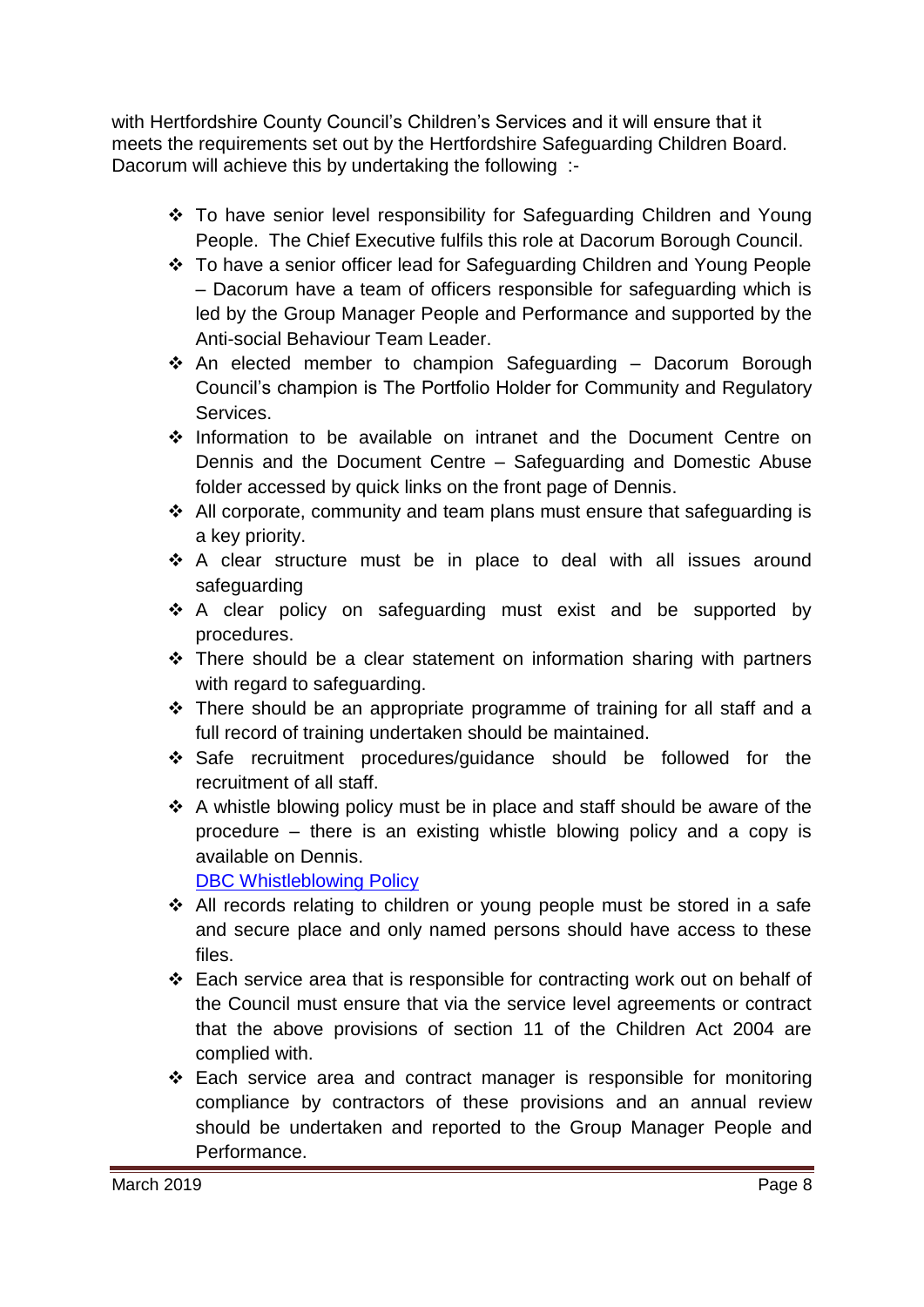with Hertfordshire County Council's Children's Services and it will ensure that it meets the requirements set out by the Hertfordshire Safeguarding Children Board. Dacorum will achieve this by undertaking the following :-

- To have senior level responsibility for Safeguarding Children and Young People. The Chief Executive fulfils this role at Dacorum Borough Council.
- To have a senior officer lead for Safeguarding Children and Young People – Dacorum have a team of officers responsible for safeguarding which is led by the Group Manager People and Performance and supported by the Anti-social Behaviour Team Leader.
- An elected member to champion Safeguarding – Dacorum Borough Council's champion is The Portfolio Holder for Community and Regulatory Services.
- Information to be available on intranet and the Document Centre on Dennis and the Document Centre – Safeguarding and Domestic Abuse folder accessed by quick links on the front page of Dennis.
- All corporate, community and team plans must ensure that safeguarding is a key priority.
- A clear structure must be in place to deal with all issues around safeguarding
- A clear policy on safeguarding must exist and be supported by procedures.
- There should be a clear statement on information sharing with partners with regard to safeguarding.
- There should be an appropriate programme of training for all staff and a full record of training undertaken should be maintained.
- Safe recruitment procedures/guidance should be followed for the recruitment of all staff.
- A whistle blowing policy must be in place and staff should be aware of the procedure – there is an existing whistle blowing policy and a copy is available on Dennis.
  [DBC Whistleblowing Policy]
- All records relating to children or young people must be stored in a safe and secure place and only named persons should have access to these files.
- Each service area that is responsible for contracting work out on behalf of the Council must ensure that via the service level agreements or contract that the above provisions of section 11 of the Children Act 2004 are complied with.
- Each service area and contract manager is responsible for monitoring compliance by contractors of these provisions and an annual review should be undertaken and reported to the Group Manager People and Performance.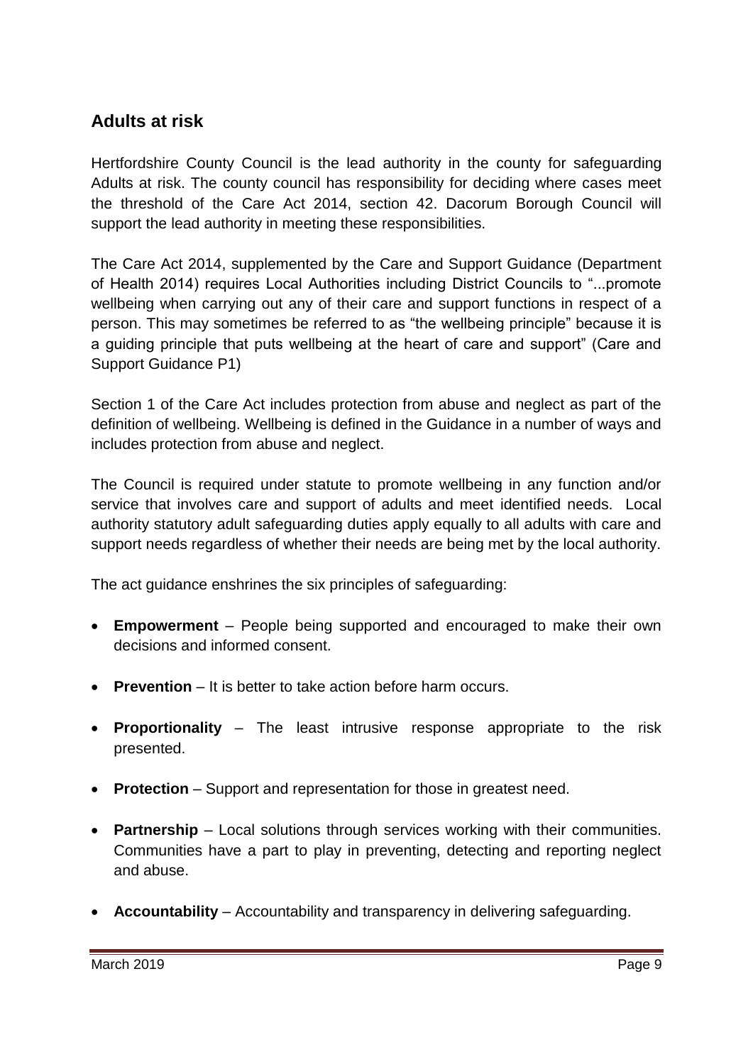## Adults at risk

Hertfordshire County Council is the lead authority in the county for safeguarding Adults at risk. The county council has responsibility for deciding where cases meet the threshold of the Care Act 2014, section 42. Dacorum Borough Council will support the lead authority in meeting these responsibilities.

The Care Act 2014, supplemented by the Care and Support Guidance (Department of Health 2014) requires Local Authorities including District Councils to "...promote wellbeing when carrying out any of their care and support functions in respect of a person. This may sometimes be referred to as "the wellbeing principle" because it is a guiding principle that puts wellbeing at the heart of care and support" (Care and Support Guidance P1)

Section 1 of the Care Act includes protection from abuse and neglect as part of the definition of wellbeing. Wellbeing is defined in the Guidance in a number of ways and includes protection from abuse and neglect.

The Council is required under statute to promote wellbeing in any function and/or service that involves care and support of adults and meet identified needs. Local authority statutory adult safeguarding duties apply equally to all adults with care and support needs regardless of whether their needs are being met by the local authority.

The act guidance enshrines the six principles of safeguarding:

- **Empowerment** – People being supported and encouraged to make their own decisions and informed consent.
- **Prevention** – It is better to take action before harm occurs.
- **Proportionality** – The least intrusive response appropriate to the risk presented.
- **Protection** – Support and representation for those in greatest need.
- **Partnership** – Local solutions through services working with their communities. Communities have a part to play in preventing, detecting and reporting neglect and abuse.
- **Accountability** – Accountability and transparency in delivering safeguarding.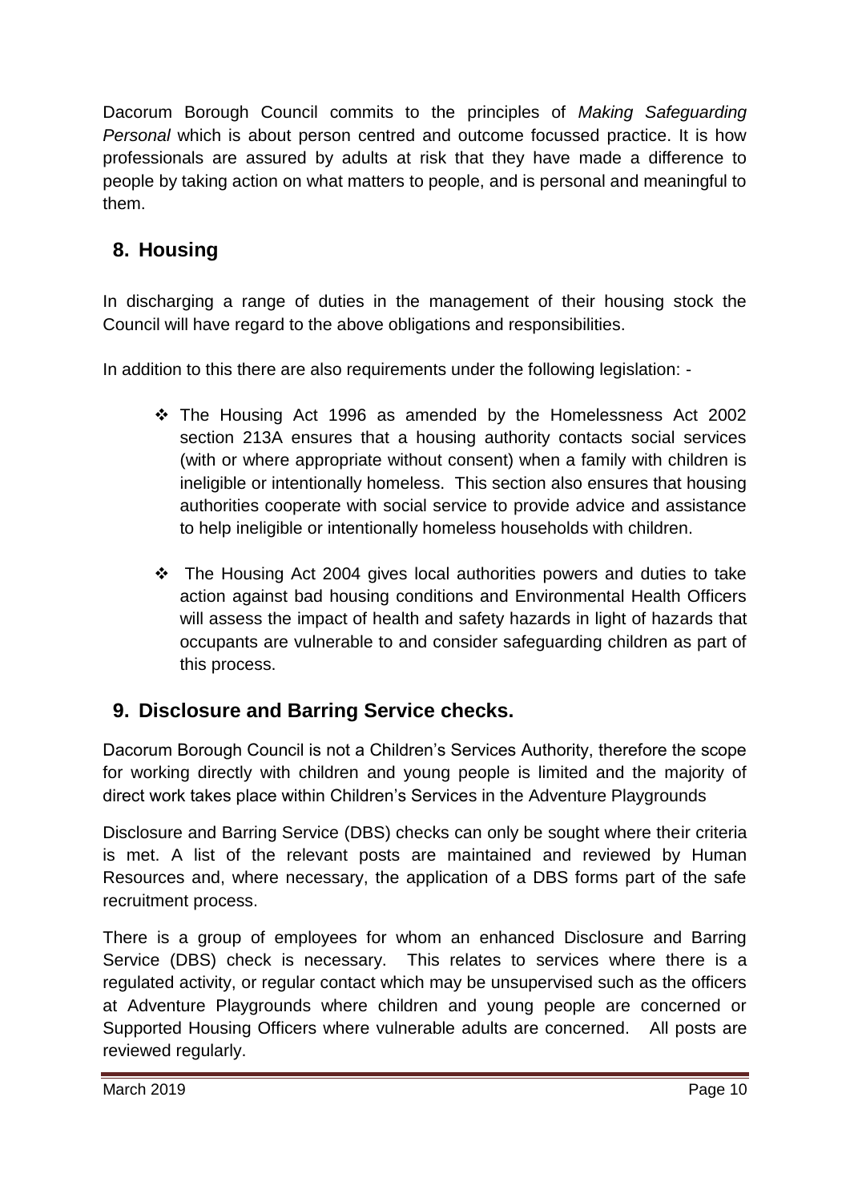Dacorum Borough Council commits to the principles of *Making Safeguarding Personal* which is about person centred and outcome focussed practice. It is how professionals are assured by adults at risk that they have made a difference to people by taking action on what matters to people, and is personal and meaningful to them.

## 8. Housing

In discharging a range of duties in the management of their housing stock the Council will have regard to the above obligations and responsibilities.

In addition to this there are also requirements under the following legislation: -

- The Housing Act 1996 as amended by the Homelessness Act 2002 section 213A ensures that a housing authority contacts social services (with or where appropriate without consent) when a family with children is ineligible or intentionally homeless. This section also ensures that housing authorities cooperate with social service to provide advice and assistance to help ineligible or intentionally homeless households with children.

- The Housing Act 2004 gives local authorities powers and duties to take action against bad housing conditions and Environmental Health Officers will assess the impact of health and safety hazards in light of hazards that occupants are vulnerable to and consider safeguarding children as part of this process.

## 9. Disclosure and Barring Service checks.

Dacorum Borough Council is not a Children's Services Authority, therefore the scope for working directly with children and young people is limited and the majority of direct work takes place within Children's Services in the Adventure Playgrounds

Disclosure and Barring Service (DBS) checks can only be sought where their criteria is met. A list of the relevant posts are maintained and reviewed by Human Resources and, where necessary, the application of a DBS forms part of the safe recruitment process.

There is a group of employees for whom an enhanced Disclosure and Barring Service (DBS) check is necessary. This relates to services where there is a regulated activity, or regular contact which may be unsupervised such as the officers at Adventure Playgrounds where children and young people are concerned or Supported Housing Officers where vulnerable adults are concerned. All posts are reviewed regularly.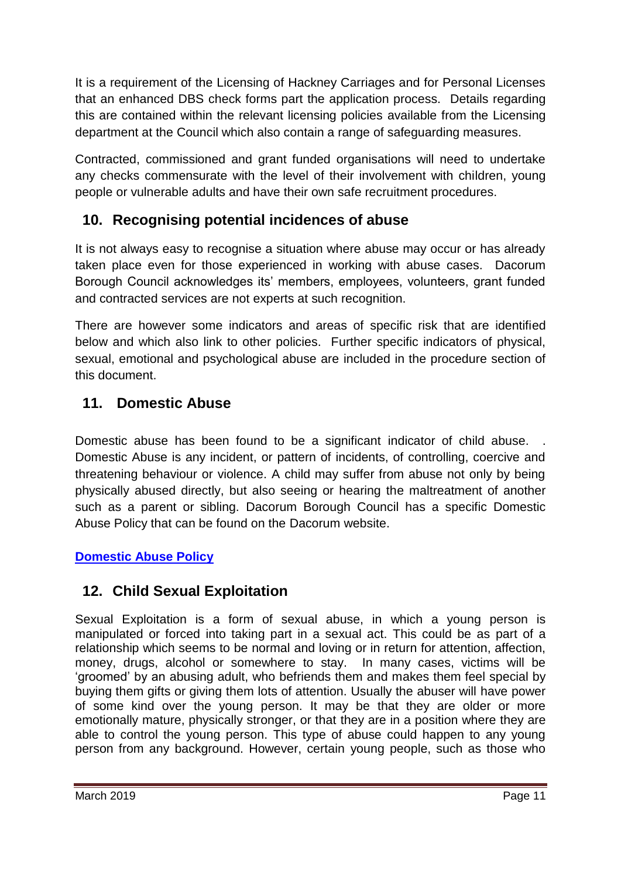It is a requirement of the Licensing of Hackney Carriages and for Personal Licenses that an enhanced DBS check forms part the application process. Details regarding this are contained within the relevant licensing policies available from the Licensing department at the Council which also contain a range of safeguarding measures.

Contracted, commissioned and grant funded organisations will need to undertake any checks commensurate with the level of their involvement with children, young people or vulnerable adults and have their own safe recruitment procedures.

## 10. Recognising potential incidences of abuse

It is not always easy to recognise a situation where abuse may occur or has already taken place even for those experienced in working with abuse cases. Dacorum Borough Council acknowledges its' members, employees, volunteers, grant funded and contracted services are not experts at such recognition.

There are however some indicators and areas of specific risk that are identified below and which also link to other policies. Further specific indicators of physical, sexual, emotional and psychological abuse are included in the procedure section of this document.

## 11. Domestic Abuse

Domestic abuse has been found to be a significant indicator of child abuse. . Domestic Abuse is any incident, or pattern of incidents, of controlling, coercive and threatening behaviour or violence. A child may suffer from abuse not only by being physically abused directly, but also seeing or hearing the maltreatment of another such as a parent or sibling. Dacorum Borough Council has a specific Domestic Abuse Policy that can be found on the Dacorum website.

**Domestic Abuse Policy**

## 12. Child Sexual Exploitation

Sexual Exploitation is a form of sexual abuse, in which a young person is manipulated or forced into taking part in a sexual act. This could be as part of a relationship which seems to be normal and loving or in return for attention, affection, money, drugs, alcohol or somewhere to stay. In many cases, victims will be 'groomed' by an abusing adult, who befriends them and makes them feel special by buying them gifts or giving them lots of attention. Usually the abuser will have power of some kind over the young person. It may be that they are older or more emotionally mature, physically stronger, or that they are in a position where they are able to control the young person. This type of abuse could happen to any young person from any background. However, certain young people, such as those who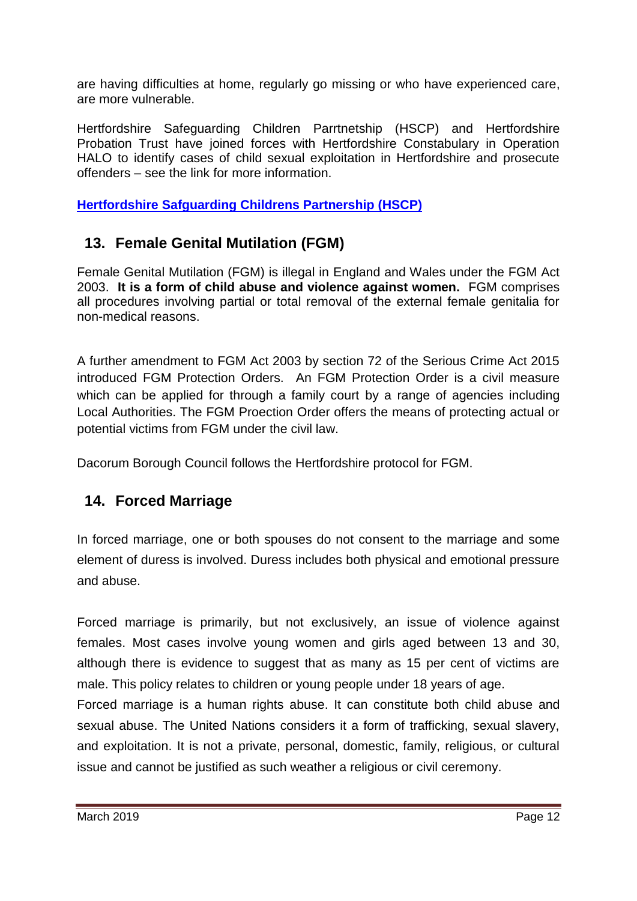are having difficulties at home, regularly go missing or who have experienced care, are more vulnerable.

Hertfordshire Safeguarding Children Parrtnetship (HSCP) and Hertfordshire Probation Trust have joined forces with Hertfordshire Constabulary in Operation HALO to identify cases of child sexual exploitation in Hertfordshire and prosecute offenders – see the link for more information.

**Hertfordshire Safguarding Childrens Partnership (HSCP)**

## 13. Female Genital Mutilation (FGM)

Female Genital Mutilation (FGM) is illegal in England and Wales under the FGM Act 2003. **It is a form of child abuse and violence against women.** FGM comprises all procedures involving partial or total removal of the external female genitalia for non-medical reasons.

A further amendment to FGM Act 2003 by section 72 of the Serious Crime Act 2015 introduced FGM Protection Orders. An FGM Protection Order is a civil measure which can be applied for through a family court by a range of agencies including Local Authorities. The FGM Proection Order offers the means of protecting actual or potential victims from FGM under the civil law.

Dacorum Borough Council follows the Hertfordshire protocol for FGM.

## 14. Forced Marriage

In forced marriage, one or both spouses do not consent to the marriage and some element of duress is involved. Duress includes both physical and emotional pressure and abuse.

Forced marriage is primarily, but not exclusively, an issue of violence against females. Most cases involve young women and girls aged between 13 and 30, although there is evidence to suggest that as many as 15 per cent of victims are male. This policy relates to children or young people under 18 years of age.
Forced marriage is a human rights abuse. It can constitute both child abuse and sexual abuse. The United Nations considers it a form of trafficking, sexual slavery, and exploitation. It is not a private, personal, domestic, family, religious, or cultural issue and cannot be justified as such weather a religious or civil ceremony.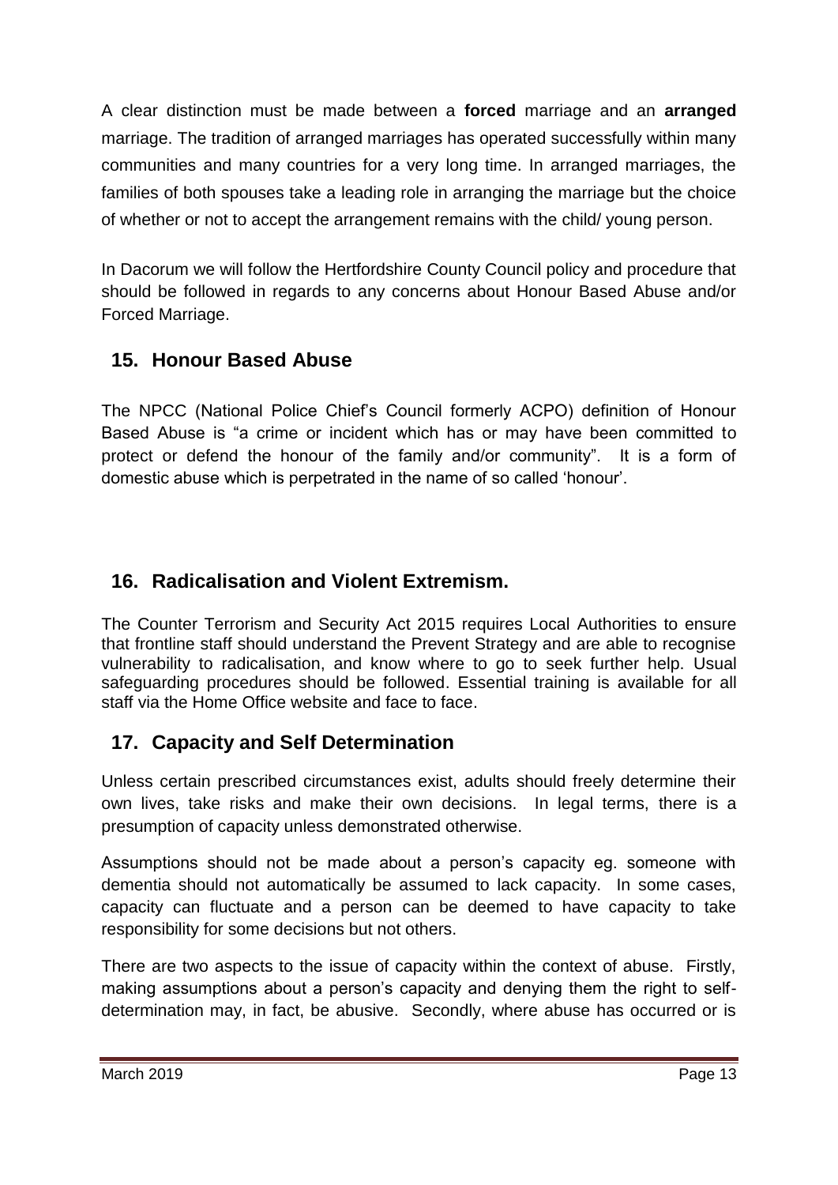A clear distinction must be made between a **forced** marriage and an **arranged** marriage. The tradition of arranged marriages has operated successfully within many communities and many countries for a very long time. In arranged marriages, the families of both spouses take a leading role in arranging the marriage but the choice of whether or not to accept the arrangement remains with the child/ young person.

In Dacorum we will follow the Hertfordshire County Council policy and procedure that should be followed in regards to any concerns about Honour Based Abuse and/or Forced Marriage.

## 15. Honour Based Abuse

The NPCC (National Police Chief's Council formerly ACPO) definition of Honour Based Abuse is "a crime or incident which has or may have been committed to protect or defend the honour of the family and/or community". It is a form of domestic abuse which is perpetrated in the name of so called 'honour'.

## 16. Radicalisation and Violent Extremism.

The Counter Terrorism and Security Act 2015 requires Local Authorities to ensure that frontline staff should understand the Prevent Strategy and are able to recognise vulnerability to radicalisation, and know where to go to seek further help. Usual safeguarding procedures should be followed. Essential training is available for all staff via the Home Office website and face to face.

## 17. Capacity and Self Determination

Unless certain prescribed circumstances exist, adults should freely determine their own lives, take risks and make their own decisions. In legal terms, there is a presumption of capacity unless demonstrated otherwise.

Assumptions should not be made about a person's capacity eg. someone with dementia should not automatically be assumed to lack capacity. In some cases, capacity can fluctuate and a person can be deemed to have capacity to take responsibility for some decisions but not others.

There are two aspects to the issue of capacity within the context of abuse. Firstly, making assumptions about a person's capacity and denying them the right to self-determination may, in fact, be abusive. Secondly, where abuse has occurred or is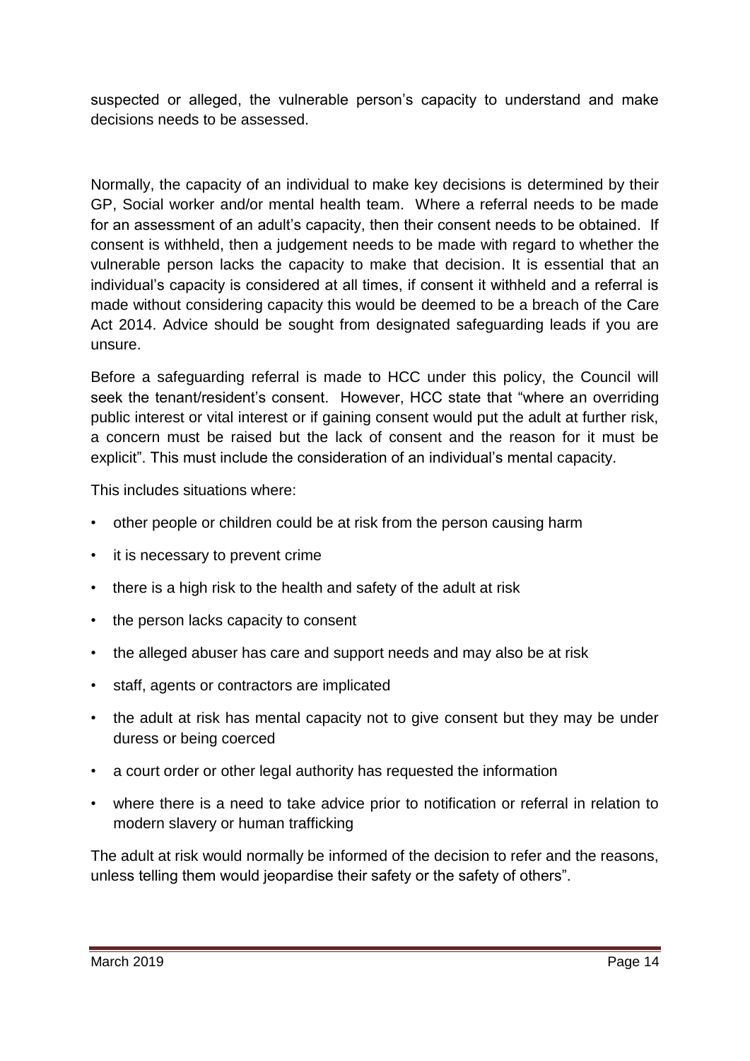suspected or alleged, the vulnerable person's capacity to understand and make decisions needs to be assessed.

Normally, the capacity of an individual to make key decisions is determined by their GP, Social worker and/or mental health team. Where a referral needs to be made for an assessment of an adult's capacity, then their consent needs to be obtained. If consent is withheld, then a judgement needs to be made with regard to whether the vulnerable person lacks the capacity to make that decision. It is essential that an individual's capacity is considered at all times, if consent it withheld and a referral is made without considering capacity this would be deemed to be a breach of the Care Act 2014. Advice should be sought from designated safeguarding leads if you are unsure.

Before a safeguarding referral is made to HCC under this policy, the Council will seek the tenant/resident's consent. However, HCC state that "where an overriding public interest or vital interest or if gaining consent would put the adult at further risk, a concern must be raised but the lack of consent and the reason for it must be explicit". This must include the consideration of an individual's mental capacity.

This includes situations where:

- other people or children could be at risk from the person causing harm
- it is necessary to prevent crime
- there is a high risk to the health and safety of the adult at risk
- the person lacks capacity to consent
- the alleged abuser has care and support needs and may also be at risk
- staff, agents or contractors are implicated
- the adult at risk has mental capacity not to give consent but they may be under duress or being coerced
- a court order or other legal authority has requested the information
- where there is a need to take advice prior to notification or referral in relation to modern slavery or human trafficking

The adult at risk would normally be informed of the decision to refer and the reasons, unless telling them would jeopardise their safety or the safety of others".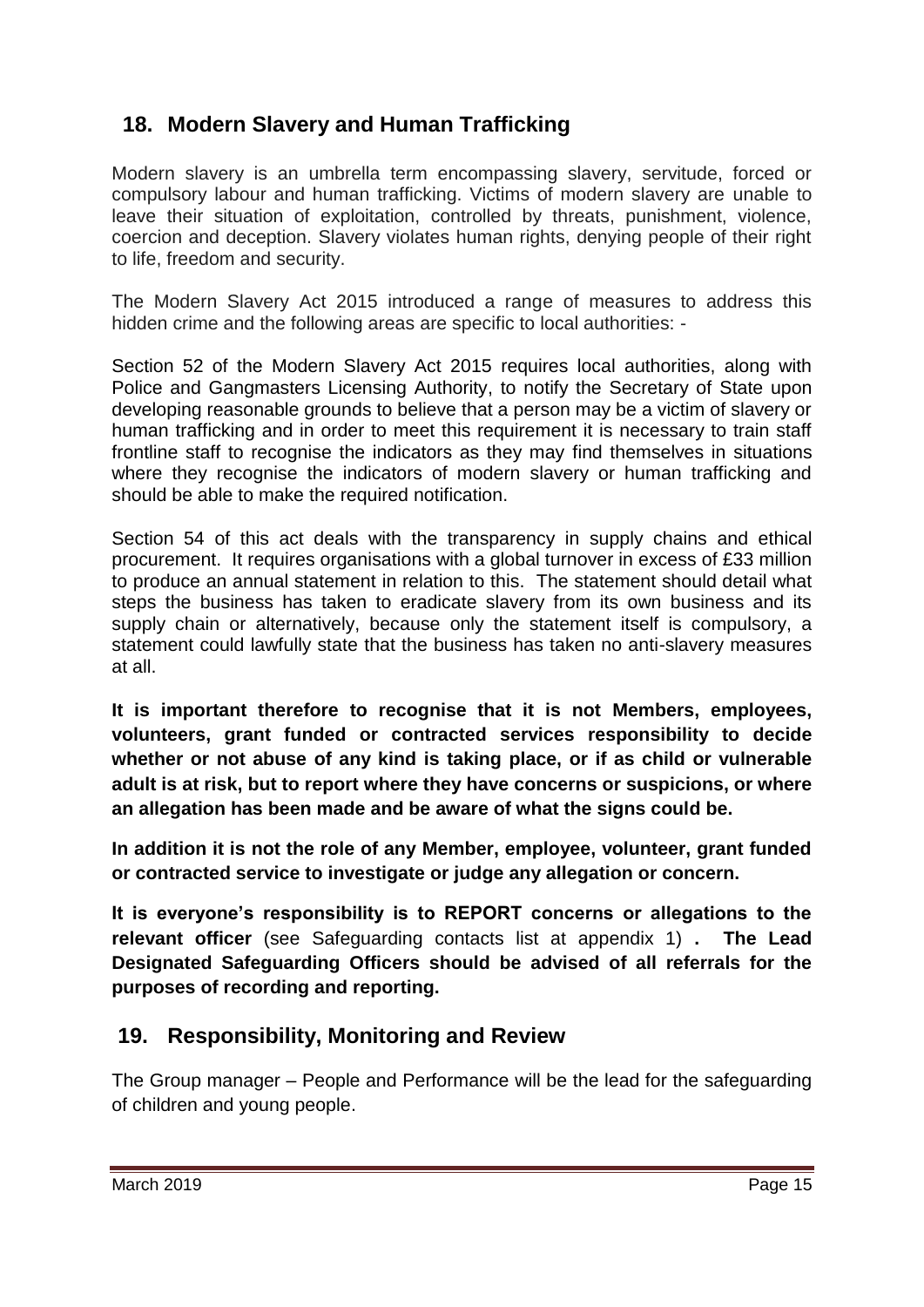## 18. Modern Slavery and Human Trafficking

Modern slavery is an umbrella term encompassing slavery, servitude, forced or compulsory labour and human trafficking. Victims of modern slavery are unable to leave their situation of exploitation, controlled by threats, punishment, violence, coercion and deception. Slavery violates human rights, denying people of their right to life, freedom and security.

The Modern Slavery Act 2015 introduced a range of measures to address this hidden crime and the following areas are specific to local authorities: -

Section 52 of the Modern Slavery Act 2015 requires local authorities, along with Police and Gangmasters Licensing Authority, to notify the Secretary of State upon developing reasonable grounds to believe that a person may be a victim of slavery or human trafficking and in order to meet this requirement it is necessary to train staff frontline staff to recognise the indicators as they may find themselves in situations where they recognise the indicators of modern slavery or human trafficking and should be able to make the required notification.

Section 54 of this act deals with the transparency in supply chains and ethical procurement. It requires organisations with a global turnover in excess of £33 million to produce an annual statement in relation to this. The statement should detail what steps the business has taken to eradicate slavery from its own business and its supply chain or alternatively, because only the statement itself is compulsory, a statement could lawfully state that the business has taken no anti-slavery measures at all.

**It is important therefore to recognise that it is not Members, employees, volunteers, grant funded or contracted services responsibility to decide whether or not abuse of any kind is taking place, or if as child or vulnerable adult is at risk, but to report where they have concerns or suspicions, or where an allegation has been made and be aware of what the signs could be.**

**In addition it is not the role of any Member, employee, volunteer, grant funded or contracted service to investigate or judge any allegation or concern.**

**It is everyone's responsibility is to REPORT concerns or allegations to the relevant officer** (see Safeguarding contacts list at appendix 1) **. The Lead Designated Safeguarding Officers should be advised of all referrals for the purposes of recording and reporting.**

## 19. Responsibility, Monitoring and Review

The Group manager – People and Performance will be the lead for the safeguarding of children and young people.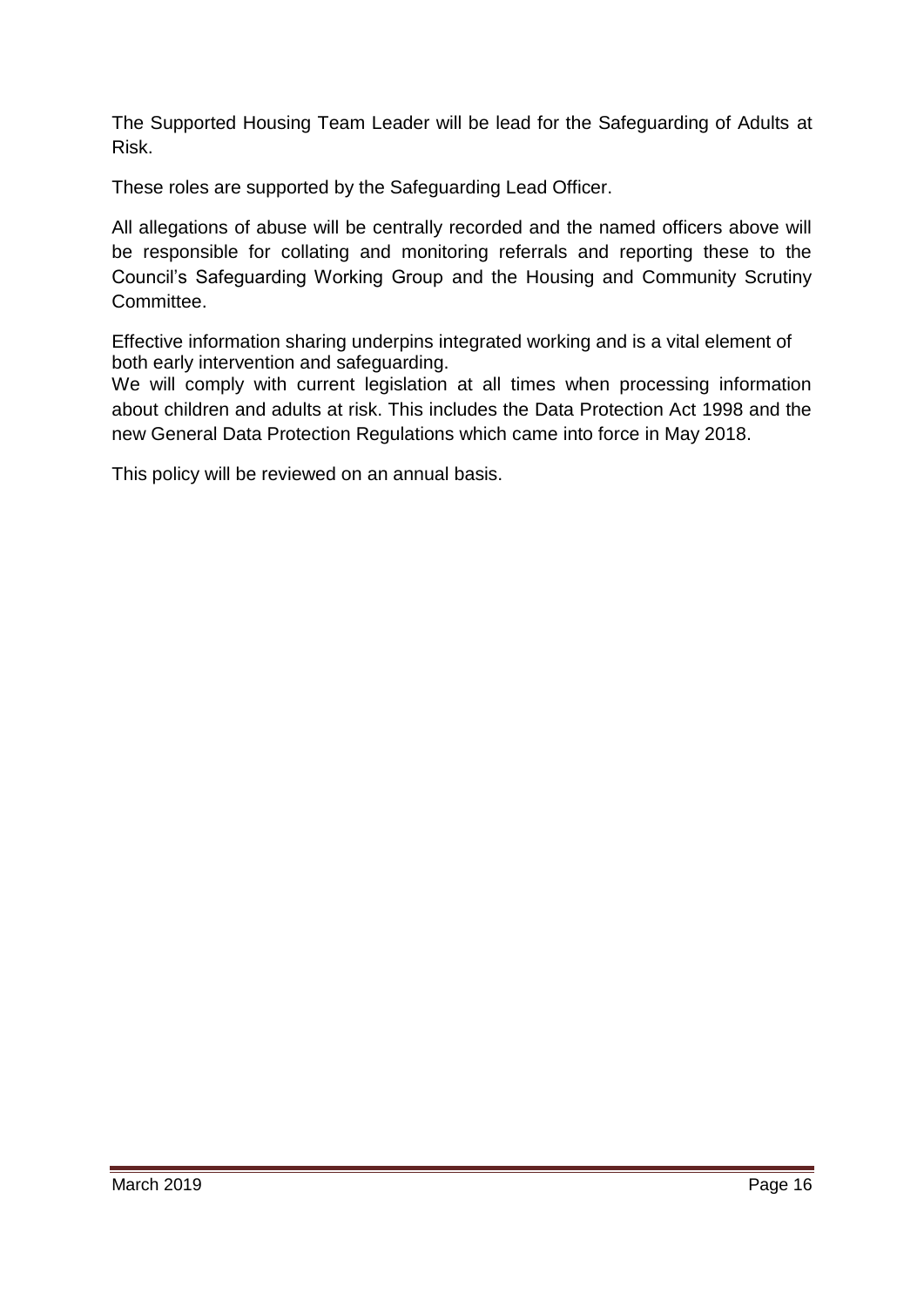The Supported Housing Team Leader will be lead for the Safeguarding of Adults at Risk.

These roles are supported by the Safeguarding Lead Officer.

All allegations of abuse will be centrally recorded and the named officers above will be responsible for collating and monitoring referrals and reporting these to the Council's Safeguarding Working Group and the Housing and Community Scrutiny Committee.

Effective information sharing underpins integrated working and is a vital element of both early intervention and safeguarding.
We will comply with current legislation at all times when processing information about children and adults at risk. This includes the Data Protection Act 1998 and the new General Data Protection Regulations which came into force in May 2018.

This policy will be reviewed on an annual basis.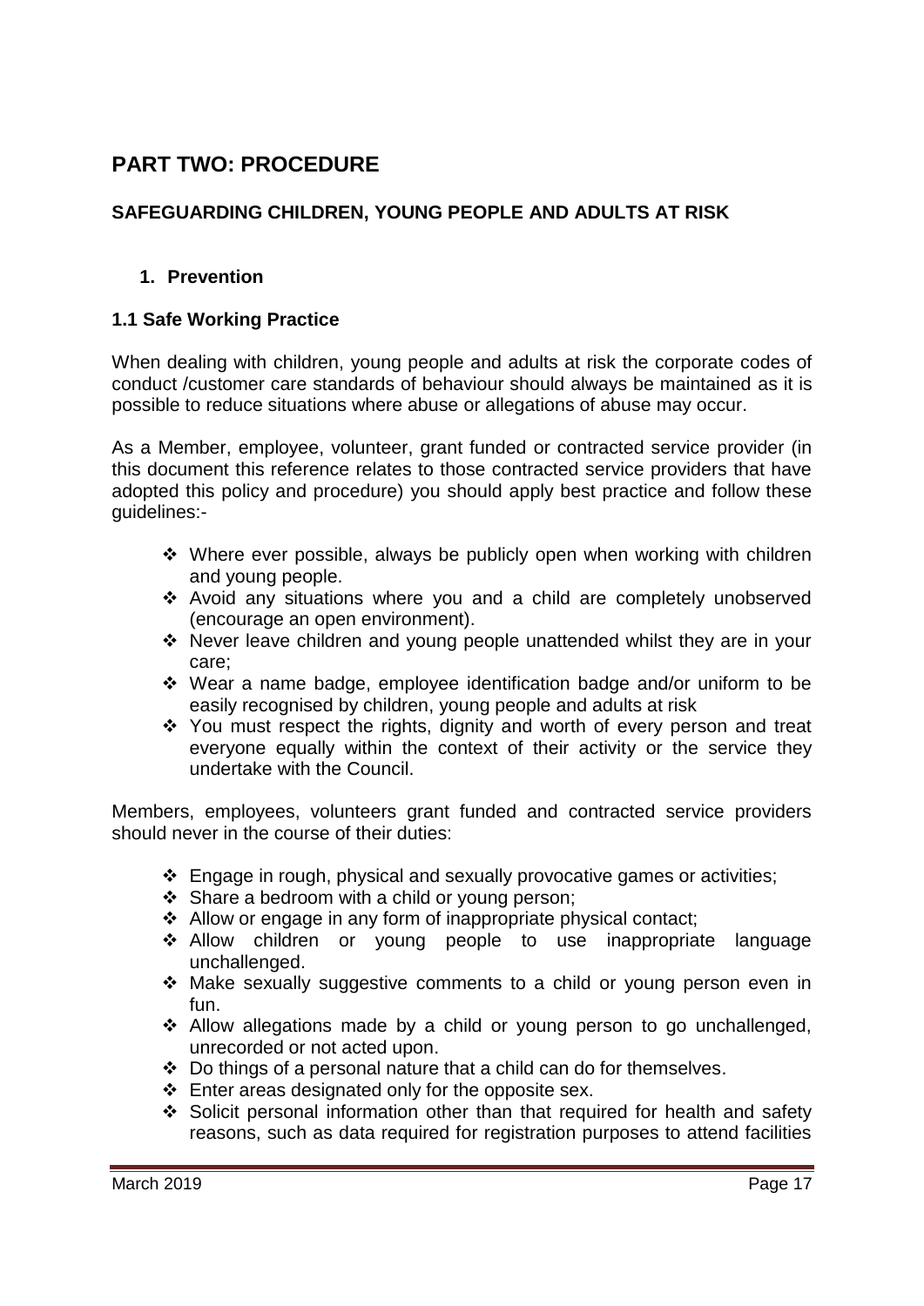# PART TWO: PROCEDURE

## SAFEGUARDING CHILDREN, YOUNG PEOPLE AND ADULTS AT RISK

### 1. Prevention

#### 1.1 Safe Working Practice

When dealing with children, young people and adults at risk the corporate codes of conduct /customer care standards of behaviour should always be maintained as it is possible to reduce situations where abuse or allegations of abuse may occur.

As a Member, employee, volunteer, grant funded or contracted service provider (in this document this reference relates to those contracted service providers that have adopted this policy and procedure) you should apply best practice and follow these guidelines:-

- Where ever possible, always be publicly open when working with children and young people.
- Avoid any situations where you and a child are completely unobserved (encourage an open environment).
- Never leave children and young people unattended whilst they are in your care;
- Wear a name badge, employee identification badge and/or uniform to be easily recognised by children, young people and adults at risk
- You must respect the rights, dignity and worth of every person and treat everyone equally within the context of their activity or the service they undertake with the Council.

Members, employees, volunteers grant funded and contracted service providers should never in the course of their duties:

- Engage in rough, physical and sexually provocative games or activities;
- Share a bedroom with a child or young person;
- Allow or engage in any form of inappropriate physical contact;
- Allow children or young people to use inappropriate language unchallenged.
- Make sexually suggestive comments to a child or young person even in fun.
- Allow allegations made by a child or young person to go unchallenged, unrecorded or not acted upon.
- Do things of a personal nature that a child can do for themselves.
- Enter areas designated only for the opposite sex.
- Solicit personal information other than that required for health and safety reasons, such as data required for registration purposes to attend facilities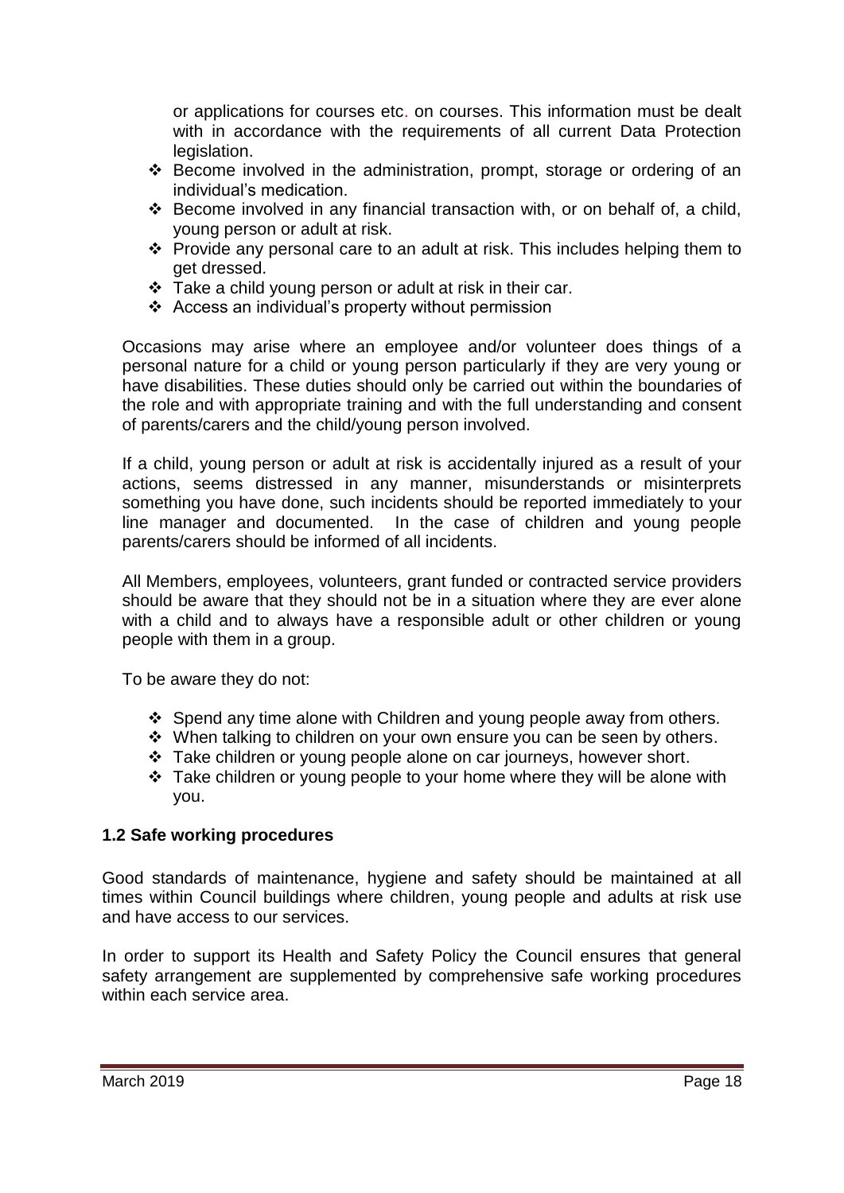or applications for courses etc. on courses. This information must be dealt with in accordance with the requirements of all current Data Protection legislation.

- Become involved in the administration, prompt, storage or ordering of an individual's medication.
- Become involved in any financial transaction with, or on behalf of, a child, young person or adult at risk.
- Provide any personal care to an adult at risk. This includes helping them to get dressed.
- Take a child young person or adult at risk in their car.
- Access an individual's property without permission

Occasions may arise where an employee and/or volunteer does things of a personal nature for a child or young person particularly if they are very young or have disabilities. These duties should only be carried out within the boundaries of the role and with appropriate training and with the full understanding and consent of parents/carers and the child/young person involved.

If a child, young person or adult at risk is accidentally injured as a result of your actions, seems distressed in any manner, misunderstands or misinterprets something you have done, such incidents should be reported immediately to your line manager and documented. In the case of children and young people parents/carers should be informed of all incidents.

All Members, employees, volunteers, grant funded or contracted service providers should be aware that they should not be in a situation where they are ever alone with a child and to always have a responsible adult or other children or young people with them in a group.

To be aware they do not:

- Spend any time alone with Children and young people away from others.
- When talking to children on your own ensure you can be seen by others.
- Take children or young people alone on car journeys, however short.
- Take children or young people to your home where they will be alone with you.

### 1.2 Safe working procedures

Good standards of maintenance, hygiene and safety should be maintained at all times within Council buildings where children, young people and adults at risk use and have access to our services.

In order to support its Health and Safety Policy the Council ensures that general safety arrangement are supplemented by comprehensive safe working procedures within each service area.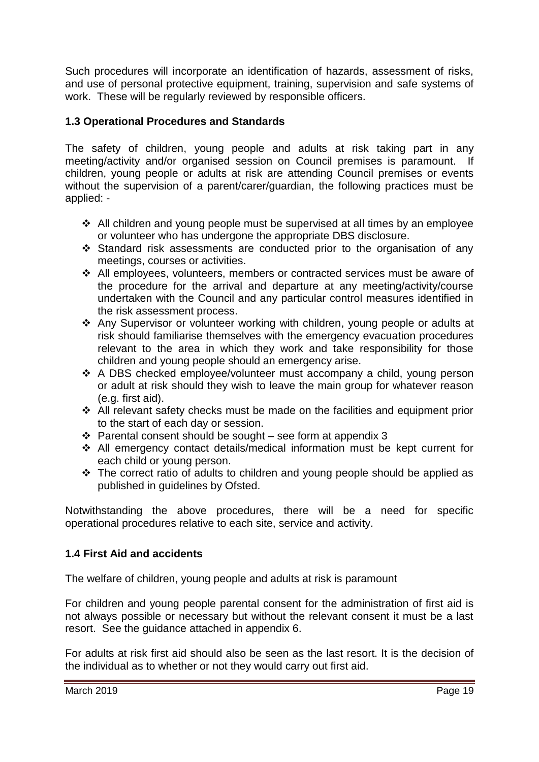Such procedures will incorporate an identification of hazards, assessment of risks, and use of personal protective equipment, training, supervision and safe systems of work. These will be regularly reviewed by responsible officers.

### 1.3 Operational Procedures and Standards

The safety of children, young people and adults at risk taking part in any meeting/activity and/or organised session on Council premises is paramount. If children, young people or adults at risk are attending Council premises or events without the supervision of a parent/carer/guardian, the following practices must be applied: -

- All children and young people must be supervised at all times by an employee or volunteer who has undergone the appropriate DBS disclosure.
- Standard risk assessments are conducted prior to the organisation of any meetings, courses or activities.
- All employees, volunteers, members or contracted services must be aware of the procedure for the arrival and departure at any meeting/activity/course undertaken with the Council and any particular control measures identified in the risk assessment process.
- Any Supervisor or volunteer working with children, young people or adults at risk should familiarise themselves with the emergency evacuation procedures relevant to the area in which they work and take responsibility for those children and young people should an emergency arise.
- A DBS checked employee/volunteer must accompany a child, young person or adult at risk should they wish to leave the main group for whatever reason (e.g. first aid).
- All relevant safety checks must be made on the facilities and equipment prior to the start of each day or session.
- Parental consent should be sought – see form at appendix 3
- All emergency contact details/medical information must be kept current for each child or young person.
- The correct ratio of adults to children and young people should be applied as published in guidelines by Ofsted.

Notwithstanding the above procedures, there will be a need for specific operational procedures relative to each site, service and activity.

### 1.4 First Aid and accidents

The welfare of children, young people and adults at risk is paramount

For children and young people parental consent for the administration of first aid is not always possible or necessary but without the relevant consent it must be a last resort. See the guidance attached in appendix 6.

For adults at risk first aid should also be seen as the last resort. It is the decision of the individual as to whether or not they would carry out first aid.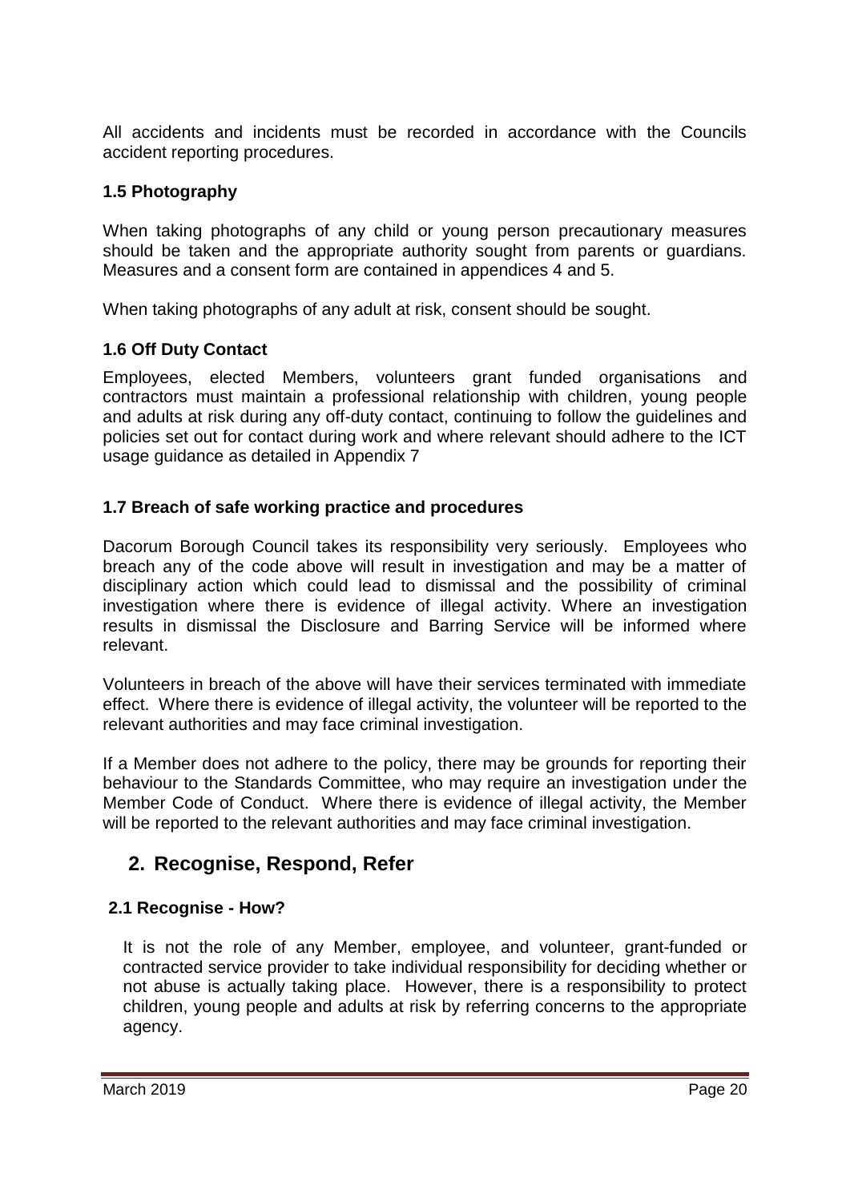All accidents and incidents must be recorded in accordance with the Councils accident reporting procedures.

### 1.5 Photography

When taking photographs of any child or young person precautionary measures should be taken and the appropriate authority sought from parents or guardians. Measures and a consent form are contained in appendices 4 and 5.

When taking photographs of any adult at risk, consent should be sought.

### 1.6 Off Duty Contact

Employees, elected Members, volunteers grant funded organisations and contractors must maintain a professional relationship with children, young people and adults at risk during any off-duty contact, continuing to follow the guidelines and policies set out for contact during work and where relevant should adhere to the ICT usage guidance as detailed in Appendix 7

### 1.7 Breach of safe working practice and procedures

Dacorum Borough Council takes its responsibility very seriously. Employees who breach any of the code above will result in investigation and may be a matter of disciplinary action which could lead to dismissal and the possibility of criminal investigation where there is evidence of illegal activity. Where an investigation results in dismissal the Disclosure and Barring Service will be informed where relevant.

Volunteers in breach of the above will have their services terminated with immediate effect. Where there is evidence of illegal activity, the volunteer will be reported to the relevant authorities and may face criminal investigation.

If a Member does not adhere to the policy, there may be grounds for reporting their behaviour to the Standards Committee, who may require an investigation under the Member Code of Conduct. Where there is evidence of illegal activity, the Member will be reported to the relevant authorities and may face criminal investigation.

## 2. Recognise, Respond, Refer

### 2.1 Recognise - How?

It is not the role of any Member, employee, and volunteer, grant-funded or contracted service provider to take individual responsibility for deciding whether or not abuse is actually taking place. However, there is a responsibility to protect children, young people and adults at risk by referring concerns to the appropriate agency.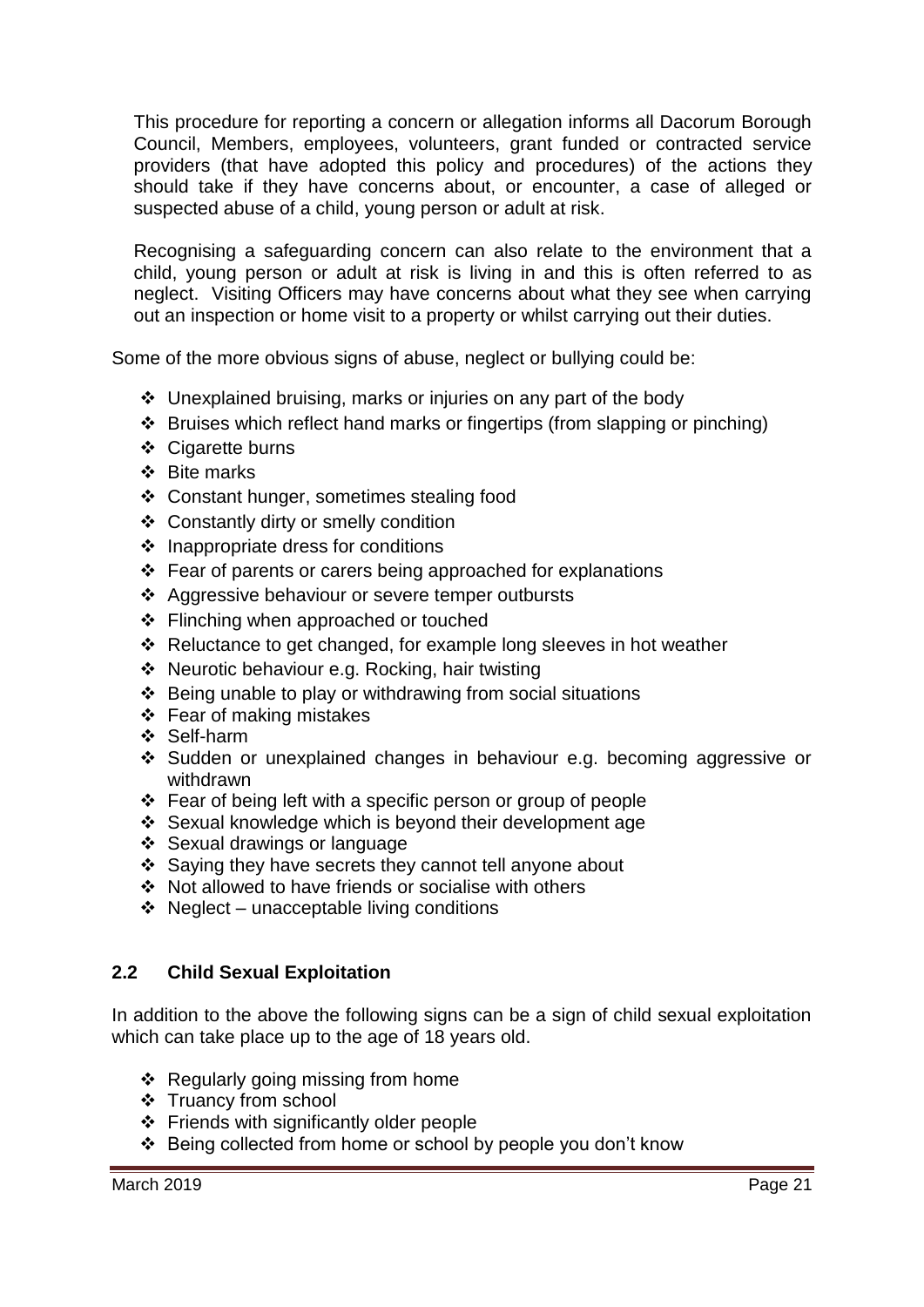This procedure for reporting a concern or allegation informs all Dacorum Borough Council, Members, employees, volunteers, grant funded or contracted service providers (that have adopted this policy and procedures) of the actions they should take if they have concerns about, or encounter, a case of alleged or suspected abuse of a child, young person or adult at risk.

Recognising a safeguarding concern can also relate to the environment that a child, young person or adult at risk is living in and this is often referred to as neglect. Visiting Officers may have concerns about what they see when carrying out an inspection or home visit to a property or whilst carrying out their duties.

Some of the more obvious signs of abuse, neglect or bullying could be:

- Unexplained bruising, marks or injuries on any part of the body
- Bruises which reflect hand marks or fingertips (from slapping or pinching)
- Cigarette burns
- Bite marks
- Constant hunger, sometimes stealing food
- Constantly dirty or smelly condition
- Inappropriate dress for conditions
- Fear of parents or carers being approached for explanations
- Aggressive behaviour or severe temper outbursts
- Flinching when approached or touched
- Reluctance to get changed, for example long sleeves in hot weather
- Neurotic behaviour e.g. Rocking, hair twisting
- Being unable to play or withdrawing from social situations
- Fear of making mistakes
- Self-harm
- Sudden or unexplained changes in behaviour e.g. becoming aggressive or withdrawn
- Fear of being left with a specific person or group of people
- Sexual knowledge which is beyond their development age
- Sexual drawings or language
- Saying they have secrets they cannot tell anyone about
- Not allowed to have friends or socialise with others
- Neglect – unacceptable living conditions

## 2.2 Child Sexual Exploitation

In addition to the above the following signs can be a sign of child sexual exploitation which can take place up to the age of 18 years old.

- Regularly going missing from home
- Truancy from school
- Friends with significantly older people
- Being collected from home or school by people you don't know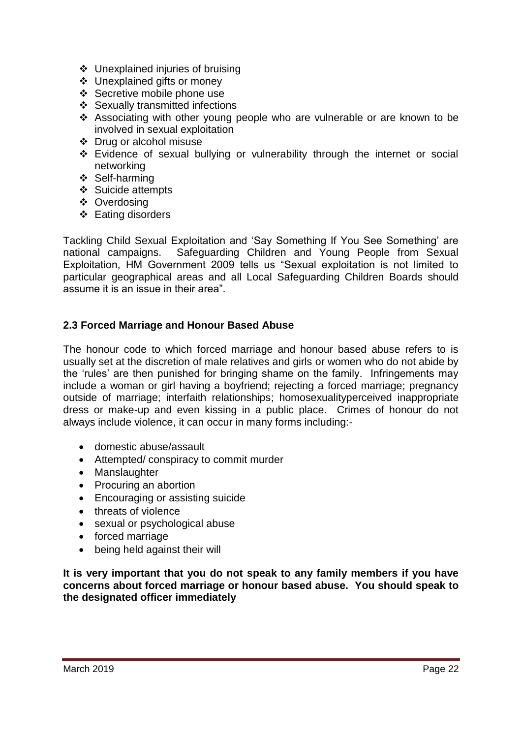- Unexplained injuries of bruising
- Unexplained gifts or money
- Secretive mobile phone use
- Sexually transmitted infections
- Associating with other young people who are vulnerable or are known to be involved in sexual exploitation
- Drug or alcohol misuse
- Evidence of sexual bullying or vulnerability through the internet or social networking
- Self-harming
- Suicide attempts
- Overdosing
- Eating disorders

Tackling Child Sexual Exploitation and 'Say Something If You See Something' are national campaigns. Safeguarding Children and Young People from Sexual Exploitation, HM Government 2009 tells us "Sexual exploitation is not limited to particular geographical areas and all Local Safeguarding Children Boards should assume it is an issue in their area".

### 2.3 Forced Marriage and Honour Based Abuse

The honour code to which forced marriage and honour based abuse refers to is usually set at the discretion of male relatives and girls or women who do not abide by the 'rules' are then punished for bringing shame on the family. Infringements may include a woman or girl having a boyfriend; rejecting a forced marriage; pregnancy outside of marriage; interfaith relationships; homosexualityperceived inappropriate dress or make-up and even kissing in a public place. Crimes of honour do not always include violence, it can occur in many forms including:-

- domestic abuse/assault
- Attempted/ conspiracy to commit murder
- Manslaughter
- Procuring an abortion
- Encouraging or assisting suicide
- threats of violence
- sexual or psychological abuse
- forced marriage
- being held against their will

**It is very important that you do not speak to any family members if you have concerns about forced marriage or honour based abuse. You should speak to the designated officer immediately**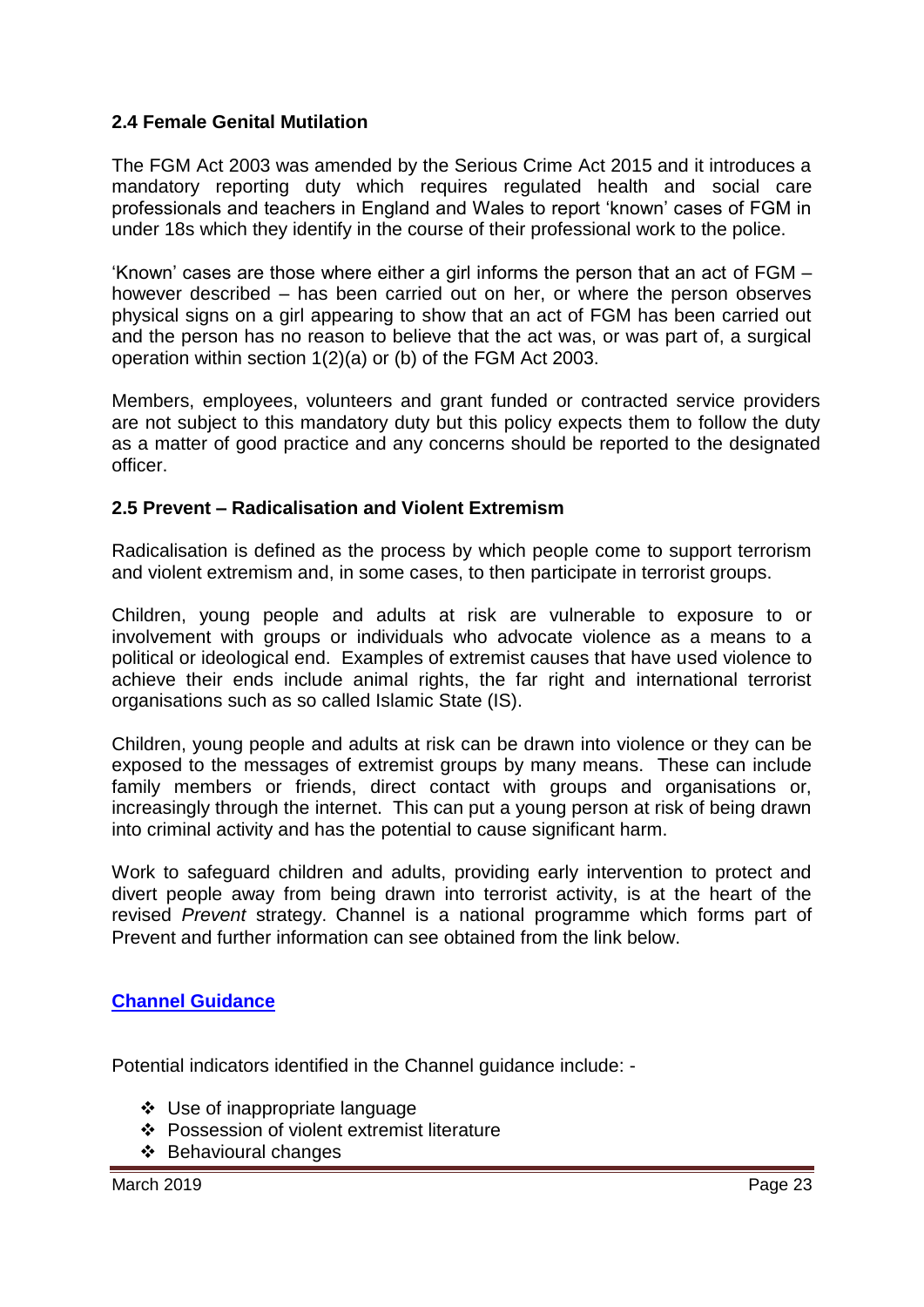### 2.4 Female Genital Mutilation

The FGM Act 2003 was amended by the Serious Crime Act 2015 and it introduces a mandatory reporting duty which requires regulated health and social care professionals and teachers in England and Wales to report 'known' cases of FGM in under 18s which they identify in the course of their professional work to the police.

'Known' cases are those where either a girl informs the person that an act of FGM – however described – has been carried out on her, or where the person observes physical signs on a girl appearing to show that an act of FGM has been carried out and the person has no reason to believe that the act was, or was part of, a surgical operation within section 1(2)(a) or (b) of the FGM Act 2003.

Members, employees, volunteers and grant funded or contracted service providers are not subject to this mandatory duty but this policy expects them to follow the duty as a matter of good practice and any concerns should be reported to the designated officer.

### 2.5 Prevent – Radicalisation and Violent Extremism

Radicalisation is defined as the process by which people come to support terrorism and violent extremism and, in some cases, to then participate in terrorist groups.

Children, young people and adults at risk are vulnerable to exposure to or involvement with groups or individuals who advocate violence as a means to a political or ideological end. Examples of extremist causes that have used violence to achieve their ends include animal rights, the far right and international terrorist organisations such as so called Islamic State (IS).

Children, young people and adults at risk can be drawn into violence or they can be exposed to the messages of extremist groups by many means. These can include family members or friends, direct contact with groups and organisations or, increasingly through the internet. This can put a young person at risk of being drawn into criminal activity and has the potential to cause significant harm.

Work to safeguard children and adults, providing early intervention to protect and divert people away from being drawn into terrorist activity, is at the heart of the revised *Prevent* strategy. Channel is a national programme which forms part of Prevent and further information can see obtained from the link below.

**Channel Guidance**

Potential indicators identified in the Channel guidance include: -

- Use of inappropriate language
- Possession of violent extremist literature
- Behavioural changes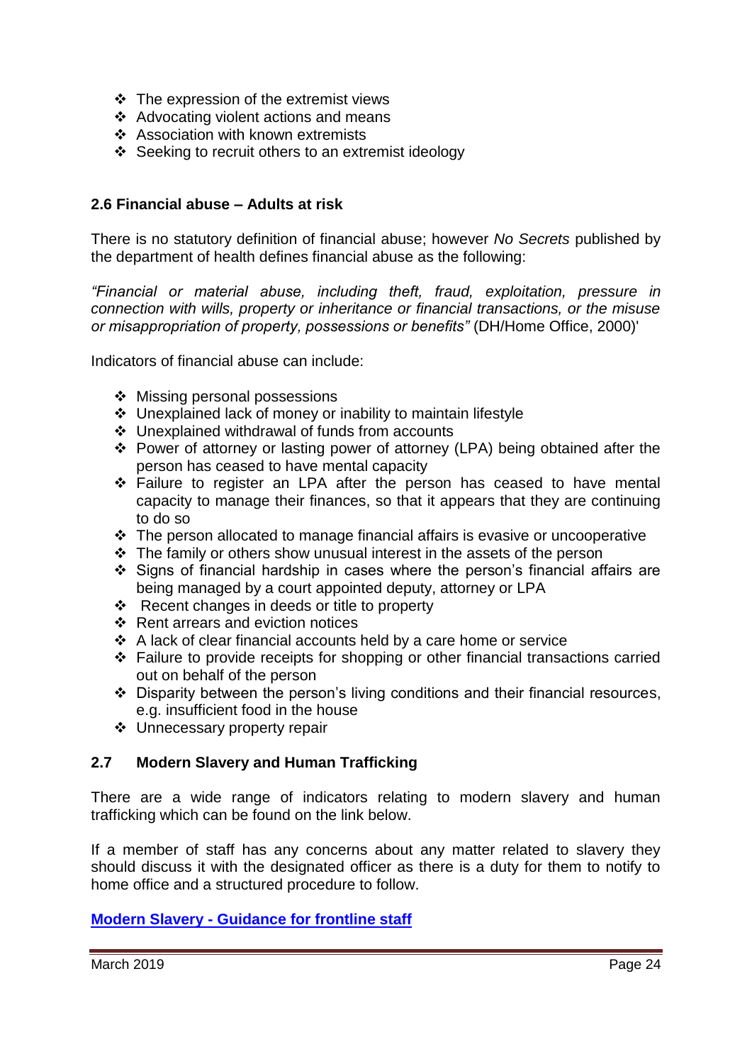- The expression of the extremist views
- Advocating violent actions and means
- Association with known extremists
- Seeking to recruit others to an extremist ideology

### 2.6 Financial abuse – Adults at risk

There is no statutory definition of financial abuse; however *No Secrets* published by the department of health defines financial abuse as the following:

*"Financial or material abuse, including theft, fraud, exploitation, pressure in connection with wills, property or inheritance or financial transactions, or the misuse or misappropriation of property, possessions or benefits"* (DH/Home Office, 2000)'

Indicators of financial abuse can include:

- Missing personal possessions
- Unexplained lack of money or inability to maintain lifestyle
- Unexplained withdrawal of funds from accounts
- Power of attorney or lasting power of attorney (LPA) being obtained after the person has ceased to have mental capacity
- Failure to register an LPA after the person has ceased to have mental capacity to manage their finances, so that it appears that they are continuing to do so
- The person allocated to manage financial affairs is evasive or uncooperative
- The family or others show unusual interest in the assets of the person
- Signs of financial hardship in cases where the person's financial affairs are being managed by a court appointed deputy, attorney or LPA
- Recent changes in deeds or title to property
- Rent arrears and eviction notices
- A lack of clear financial accounts held by a care home or service
- Failure to provide receipts for shopping or other financial transactions carried out on behalf of the person
- Disparity between the person's living conditions and their financial resources, e.g. insufficient food in the house
- Unnecessary property repair

### 2.7 Modern Slavery and Human Trafficking

There are a wide range of indicators relating to modern slavery and human trafficking which can be found on the link below.

If a member of staff has any concerns about any matter related to slavery they should discuss it with the designated officer as there is a duty for them to notify to home office and a structured procedure to follow.

**Modern Slavery - Guidance for frontline staff**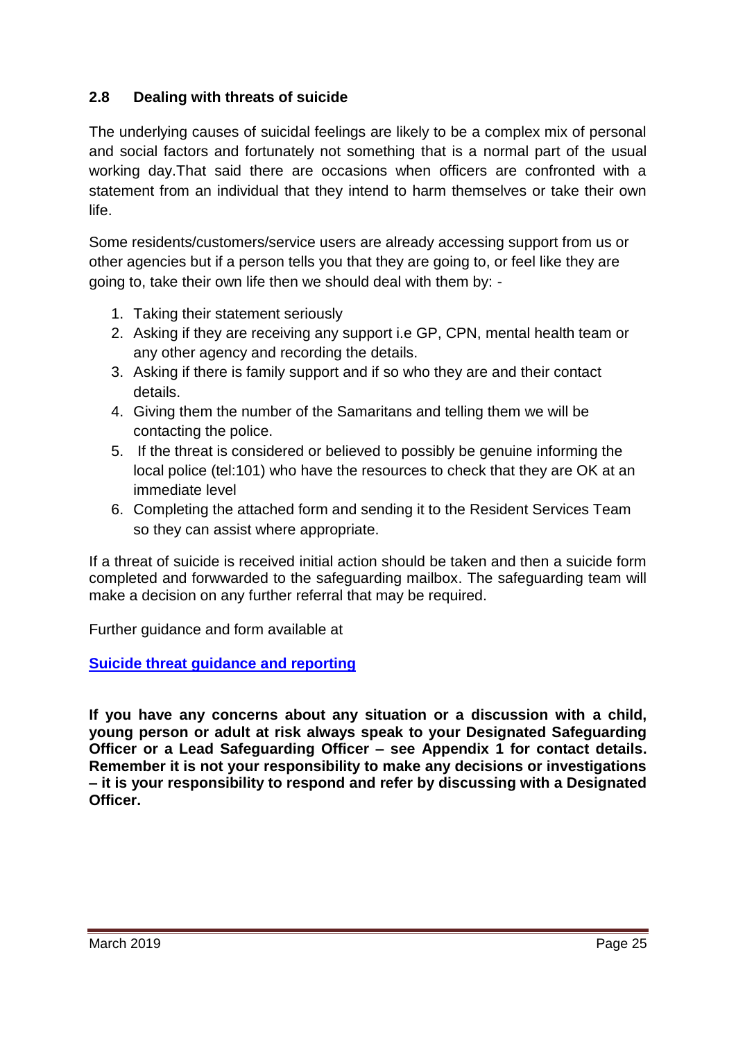### 2.8 Dealing with threats of suicide

The underlying causes of suicidal feelings are likely to be a complex mix of personal and social factors and fortunately not something that is a normal part of the usual working day.That said there are occasions when officers are confronted with a statement from an individual that they intend to harm themselves or take their own life.

Some residents/customers/service users are already accessing support from us or other agencies but if a person tells you that they are going to, or feel like they are going to, take their own life then we should deal with them by: -

1. Taking their statement seriously
2. Asking if they are receiving any support i.e GP, CPN, mental health team or any other agency and recording the details.
3. Asking if there is family support and if so who they are and their contact details.
4. Giving them the number of the Samaritans and telling them we will be contacting the police.
5. If the threat is considered or believed to possibly be genuine informing the local police (tel:101) who have the resources to check that they are OK at an immediate level
6. Completing the attached form and sending it to the Resident Services Team so they can assist where appropriate.

If a threat of suicide is received initial action should be taken and then a suicide form completed and forwwarded to the safeguarding mailbox. The safeguarding team will make a decision on any further referral that may be required.

Further guidance and form available at

**Suicide threat guidance and reporting**

**If you have any concerns about any situation or a discussion with a child, young person or adult at risk always speak to your Designated Safeguarding Officer or a Lead Safeguarding Officer – see Appendix 1 for contact details. Remember it is not your responsibility to make any decisions or investigations – it is your responsibility to respond and refer by discussing with a Designated Officer.**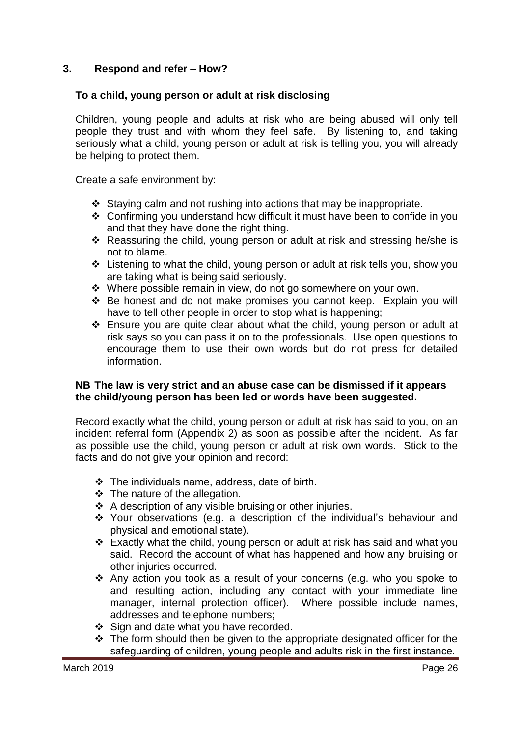## 3. Respond and refer – How?

### To a child, young person or adult at risk disclosing

Children, young people and adults at risk who are being abused will only tell people they trust and with whom they feel safe. By listening to, and taking seriously what a child, young person or adult at risk is telling you, you will already be helping to protect them.

Create a safe environment by:

- Staying calm and not rushing into actions that may be inappropriate.
- Confirming you understand how difficult it must have been to confide in you and that they have done the right thing.
- Reassuring the child, young person or adult at risk and stressing he/she is not to blame.
- Listening to what the child, young person or adult at risk tells you, show you are taking what is being said seriously.
- Where possible remain in view, do not go somewhere on your own.
- Be honest and do not make promises you cannot keep. Explain you will have to tell other people in order to stop what is happening;
- Ensure you are quite clear about what the child, young person or adult at risk says so you can pass it on to the professionals. Use open questions to encourage them to use their own words but do not press for detailed information.

**NB The law is very strict and an abuse case can be dismissed if it appears the child/young person has been led or words have been suggested.**

Record exactly what the child, young person or adult at risk has said to you, on an incident referral form (Appendix 2) as soon as possible after the incident. As far as possible use the child, young person or adult at risk own words. Stick to the facts and do not give your opinion and record:

- The individuals name, address, date of birth.
- The nature of the allegation.
- A description of any visible bruising or other injuries.
- Your observations (e.g. a description of the individual's behaviour and physical and emotional state).
- Exactly what the child, young person or adult at risk has said and what you said. Record the account of what has happened and how any bruising or other injuries occurred.
- Any action you took as a result of your concerns (e.g. who you spoke to and resulting action, including any contact with your immediate line manager, internal protection officer). Where possible include names, addresses and telephone numbers;
- Sign and date what you have recorded.
- The form should then be given to the appropriate designated officer for the safeguarding of children, young people and adults risk in the first instance.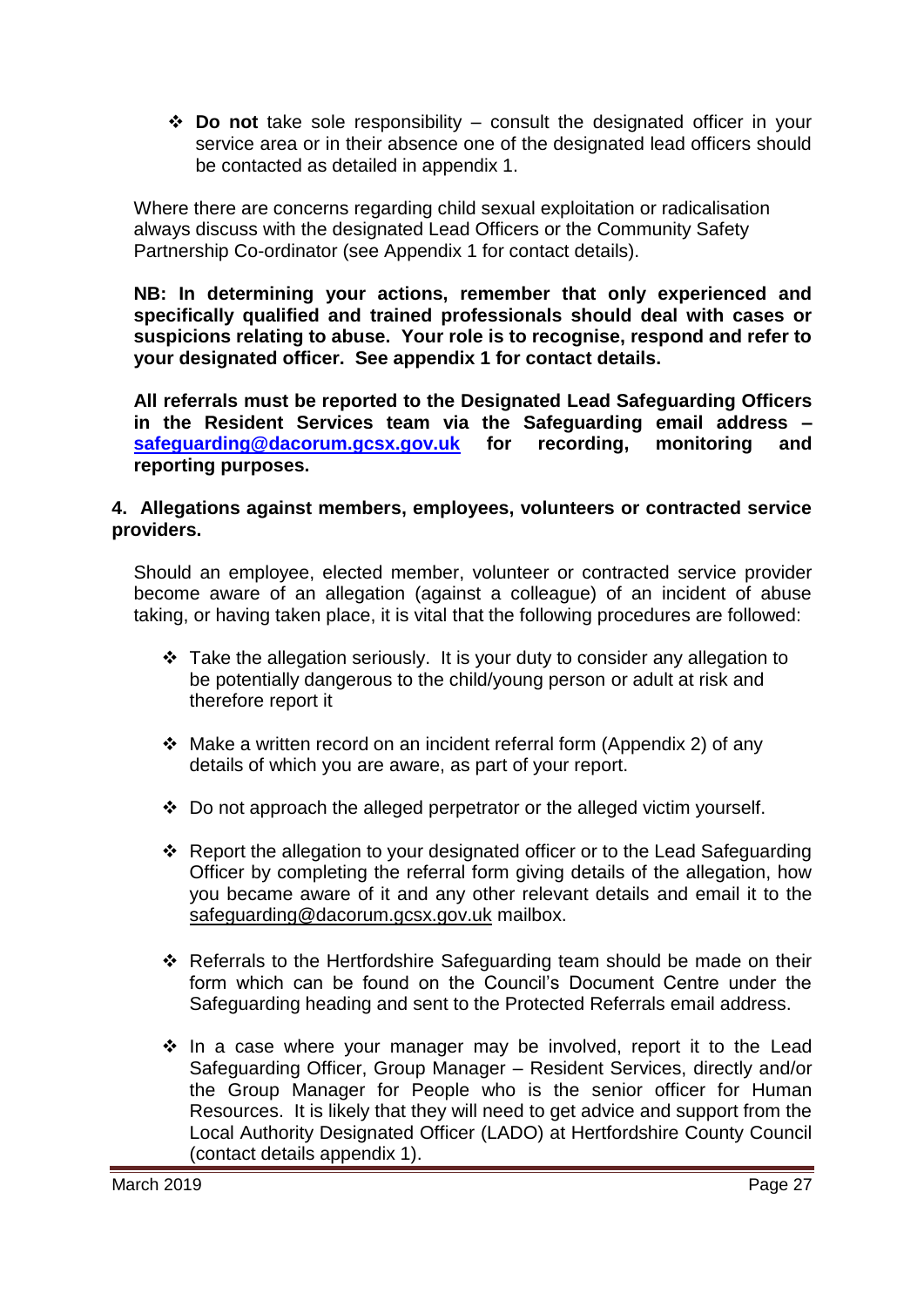- **Do not** take sole responsibility – consult the designated officer in your service area or in their absence one of the designated lead officers should be contacted as detailed in appendix 1.

Where there are concerns regarding child sexual exploitation or radicalisation always discuss with the designated Lead Officers or the Community Safety Partnership Co-ordinator (see Appendix 1 for contact details).

**NB: In determining your actions, remember that only experienced and specifically qualified and trained professionals should deal with cases or suspicions relating to abuse. Your role is to recognise, respond and refer to your designated officer. See appendix 1 for contact details.**

**All referrals must be reported to the Designated Lead Safeguarding Officers in the Resident Services team via the Safeguarding email address – [safeguarding@dacorum.gcsx.gov.uk](mailto:safeguarding@dacorum.gcsx.gov.uk) for recording, monitoring and reporting purposes.**

## 4. Allegations against members, employees, volunteers or contracted service providers.

Should an employee, elected member, volunteer or contracted service provider become aware of an allegation (against a colleague) of an incident of abuse taking, or having taken place, it is vital that the following procedures are followed:

- Take the allegation seriously. It is your duty to consider any allegation to be potentially dangerous to the child/young person or adult at risk and therefore report it
- Make a written record on an incident referral form (Appendix 2) of any details of which you are aware, as part of your report.
- Do not approach the alleged perpetrator or the alleged victim yourself.
- Report the allegation to your designated officer or to the Lead Safeguarding Officer by completing the referral form giving details of the allegation, how you became aware of it and any other relevant details and email it to the safeguarding@dacorum.gcsx.gov.uk mailbox.
- Referrals to the Hertfordshire Safeguarding team should be made on their form which can be found on the Council's Document Centre under the Safeguarding heading and sent to the Protected Referrals email address.
- In a case where your manager may be involved, report it to the Lead Safeguarding Officer, Group Manager – Resident Services, directly and/or the Group Manager for People who is the senior officer for Human Resources. It is likely that they will need to get advice and support from the Local Authority Designated Officer (LADO) at Hertfordshire County Council (contact details appendix 1).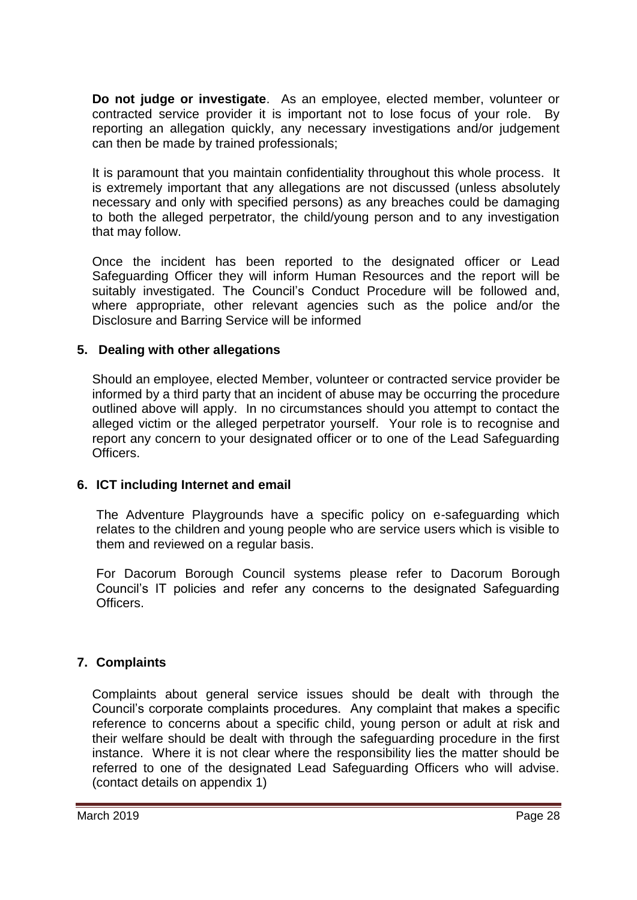**Do not judge or investigate**. As an employee, elected member, volunteer or contracted service provider it is important not to lose focus of your role. By reporting an allegation quickly, any necessary investigations and/or judgement can then be made by trained professionals;

It is paramount that you maintain confidentiality throughout this whole process. It is extremely important that any allegations are not discussed (unless absolutely necessary and only with specified persons) as any breaches could be damaging to both the alleged perpetrator, the child/young person and to any investigation that may follow.

Once the incident has been reported to the designated officer or Lead Safeguarding Officer they will inform Human Resources and the report will be suitably investigated. The Council's Conduct Procedure will be followed and, where appropriate, other relevant agencies such as the police and/or the Disclosure and Barring Service will be informed

## 5. Dealing with other allegations

Should an employee, elected Member, volunteer or contracted service provider be informed by a third party that an incident of abuse may be occurring the procedure outlined above will apply. In no circumstances should you attempt to contact the alleged victim or the alleged perpetrator yourself. Your role is to recognise and report any concern to your designated officer or to one of the Lead Safeguarding Officers.

## 6. ICT including Internet and email

The Adventure Playgrounds have a specific policy on e-safeguarding which relates to the children and young people who are service users which is visible to them and reviewed on a regular basis.

For Dacorum Borough Council systems please refer to Dacorum Borough Council's IT policies and refer any concerns to the designated Safeguarding Officers.

## 7. Complaints

Complaints about general service issues should be dealt with through the Council's corporate complaints procedures. Any complaint that makes a specific reference to concerns about a specific child, young person or adult at risk and their welfare should be dealt with through the safeguarding procedure in the first instance. Where it is not clear where the responsibility lies the matter should be referred to one of the designated Lead Safeguarding Officers who will advise. (contact details on appendix 1)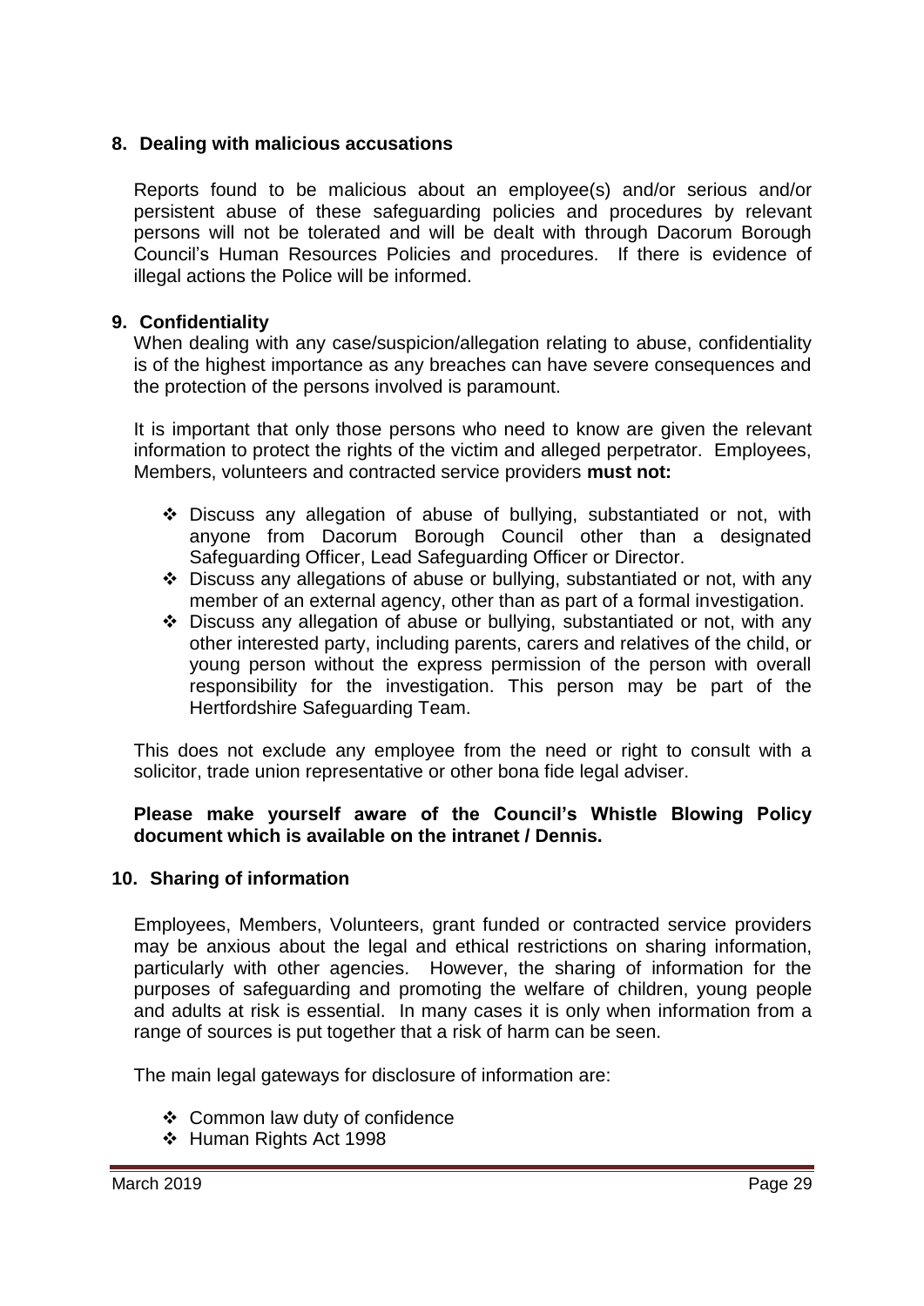## 8. Dealing with malicious accusations

Reports found to be malicious about an employee(s) and/or serious and/or persistent abuse of these safeguarding policies and procedures by relevant persons will not be tolerated and will be dealt with through Dacorum Borough Council's Human Resources Policies and procedures. If there is evidence of illegal actions the Police will be informed.

## 9. Confidentiality

When dealing with any case/suspicion/allegation relating to abuse, confidentiality is of the highest importance as any breaches can have severe consequences and the protection of the persons involved is paramount.

It is important that only those persons who need to know are given the relevant information to protect the rights of the victim and alleged perpetrator. Employees, Members, volunteers and contracted service providers **must not:**

- Discuss any allegation of abuse of bullying, substantiated or not, with anyone from Dacorum Borough Council other than a designated Safeguarding Officer, Lead Safeguarding Officer or Director.
- Discuss any allegations of abuse or bullying, substantiated or not, with any member of an external agency, other than as part of a formal investigation.
- Discuss any allegation of abuse or bullying, substantiated or not, with any other interested party, including parents, carers and relatives of the child, or young person without the express permission of the person with overall responsibility for the investigation. This person may be part of the Hertfordshire Safeguarding Team.

This does not exclude any employee from the need or right to consult with a solicitor, trade union representative or other bona fide legal adviser.

**Please make yourself aware of the Council's Whistle Blowing Policy document which is available on the intranet / Dennis.**

## 10. Sharing of information

Employees, Members, Volunteers, grant funded or contracted service providers may be anxious about the legal and ethical restrictions on sharing information, particularly with other agencies. However, the sharing of information for the purposes of safeguarding and promoting the welfare of children, young people and adults at risk is essential. In many cases it is only when information from a range of sources is put together that a risk of harm can be seen.

The main legal gateways for disclosure of information are:

- Common law duty of confidence
- Human Rights Act 1998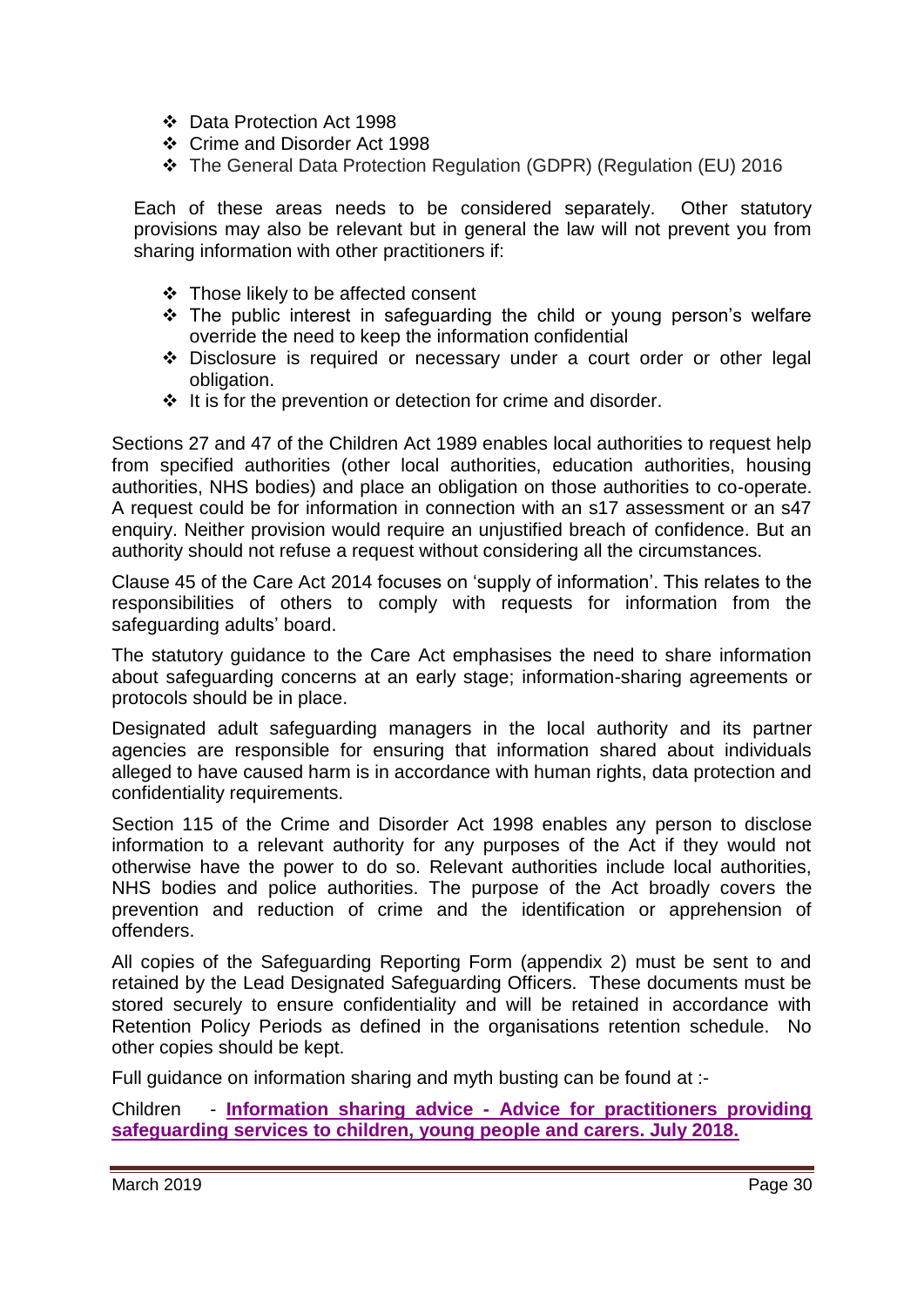- Data Protection Act 1998
- Crime and Disorder Act 1998
- The General Data Protection Regulation (GDPR) (Regulation (EU) 2016

Each of these areas needs to be considered separately. Other statutory provisions may also be relevant but in general the law will not prevent you from sharing information with other practitioners if:

- Those likely to be affected consent
- The public interest in safeguarding the child or young person's welfare override the need to keep the information confidential
- Disclosure is required or necessary under a court order or other legal obligation.
- It is for the prevention or detection for crime and disorder.

Sections 27 and 47 of the Children Act 1989 enables local authorities to request help from specified authorities (other local authorities, education authorities, housing authorities, NHS bodies) and place an obligation on those authorities to co-operate. A request could be for information in connection with an s17 assessment or an s47 enquiry. Neither provision would require an unjustified breach of confidence. But an authority should not refuse a request without considering all the circumstances.

Clause 45 of the Care Act 2014 focuses on 'supply of information'. This relates to the responsibilities of others to comply with requests for information from the safeguarding adults' board.

The statutory guidance to the Care Act emphasises the need to share information about safeguarding concerns at an early stage; information-sharing agreements or protocols should be in place.

Designated adult safeguarding managers in the local authority and its partner agencies are responsible for ensuring that information shared about individuals alleged to have caused harm is in accordance with human rights, data protection and confidentiality requirements.

Section 115 of the Crime and Disorder Act 1998 enables any person to disclose information to a relevant authority for any purposes of the Act if they would not otherwise have the power to do so. Relevant authorities include local authorities, NHS bodies and police authorities. The purpose of the Act broadly covers the prevention and reduction of crime and the identification or apprehension of offenders.

All copies of the Safeguarding Reporting Form (appendix 2) must be sent to and retained by the Lead Designated Safeguarding Officers. These documents must be stored securely to ensure confidentiality and will be retained in accordance with Retention Policy Periods as defined in the organisations retention schedule. No other copies should be kept.

Full guidance on information sharing and myth busting can be found at :-

Children - **Information sharing advice - Advice for practitioners providing safeguarding services to children, young people and carers. July 2018.**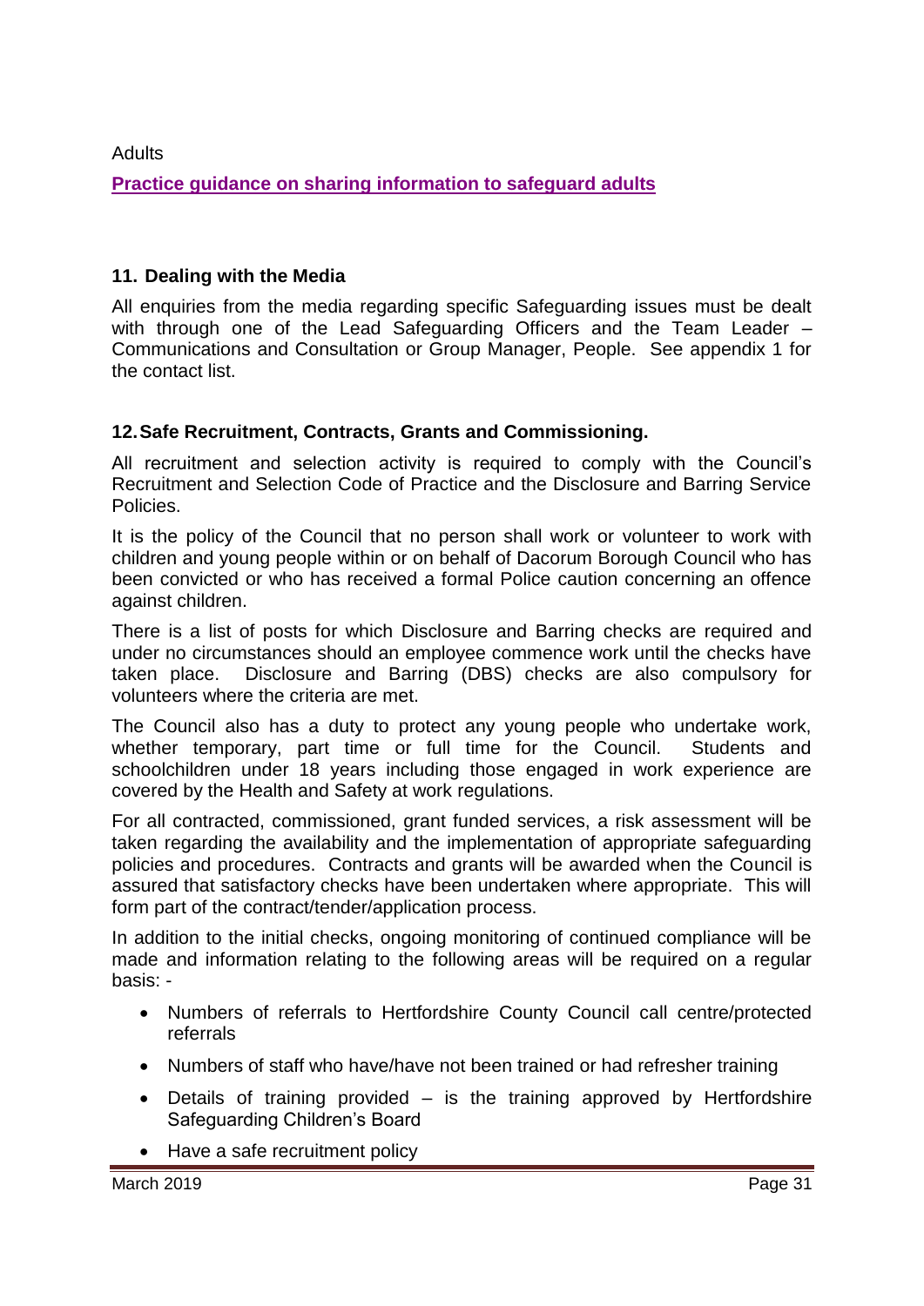Adults

**Practice guidance on sharing information to safeguard adults**

## 11. Dealing with the Media

All enquiries from the media regarding specific Safeguarding issues must be dealt with through one of the Lead Safeguarding Officers and the Team Leader – Communications and Consultation or Group Manager, People. See appendix 1 for the contact list.

## 12. Safe Recruitment, Contracts, Grants and Commissioning.

All recruitment and selection activity is required to comply with the Council's Recruitment and Selection Code of Practice and the Disclosure and Barring Service Policies.

It is the policy of the Council that no person shall work or volunteer to work with children and young people within or on behalf of Dacorum Borough Council who has been convicted or who has received a formal Police caution concerning an offence against children.

There is a list of posts for which Disclosure and Barring checks are required and under no circumstances should an employee commence work until the checks have taken place. Disclosure and Barring (DBS) checks are also compulsory for volunteers where the criteria are met.

The Council also has a duty to protect any young people who undertake work, whether temporary, part time or full time for the Council. Students and schoolchildren under 18 years including those engaged in work experience are covered by the Health and Safety at work regulations.

For all contracted, commissioned, grant funded services, a risk assessment will be taken regarding the availability and the implementation of appropriate safeguarding policies and procedures. Contracts and grants will be awarded when the Council is assured that satisfactory checks have been undertaken where appropriate. This will form part of the contract/tender/application process.

In addition to the initial checks, ongoing monitoring of continued compliance will be made and information relating to the following areas will be required on a regular basis: -

- Numbers of referrals to Hertfordshire County Council call centre/protected referrals
- Numbers of staff who have/have not been trained or had refresher training
- Details of training provided – is the training approved by Hertfordshire Safeguarding Children's Board
- Have a safe recruitment policy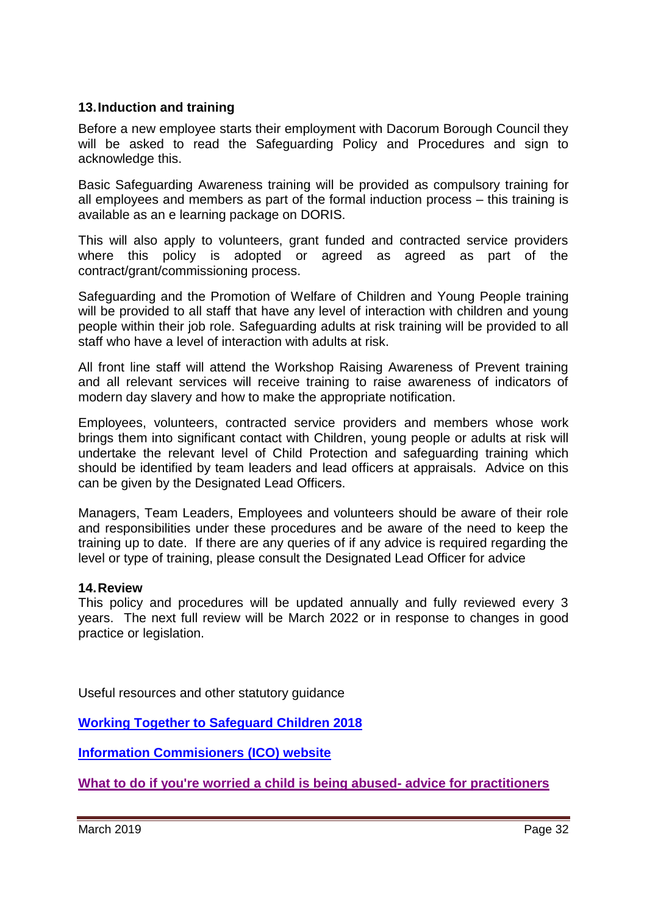## 13. Induction and training

Before a new employee starts their employment with Dacorum Borough Council they will be asked to read the Safeguarding Policy and Procedures and sign to acknowledge this.

Basic Safeguarding Awareness training will be provided as compulsory training for all employees and members as part of the formal induction process – this training is available as an e learning package on DORIS.

This will also apply to volunteers, grant funded and contracted service providers where this policy is adopted or agreed as agreed as part of the contract/grant/commissioning process.

Safeguarding and the Promotion of Welfare of Children and Young People training will be provided to all staff that have any level of interaction with children and young people within their job role. Safeguarding adults at risk training will be provided to all staff who have a level of interaction with adults at risk.

All front line staff will attend the Workshop Raising Awareness of Prevent training and all relevant services will receive training to raise awareness of indicators of modern day slavery and how to make the appropriate notification.

Employees, volunteers, contracted service providers and members whose work brings them into significant contact with Children, young people or adults at risk will undertake the relevant level of Child Protection and safeguarding training which should be identified by team leaders and lead officers at appraisals. Advice on this can be given by the Designated Lead Officers.

Managers, Team Leaders, Employees and volunteers should be aware of their role and responsibilities under these procedures and be aware of the need to keep the training up to date. If there are any queries of if any advice is required regarding the level or type of training, please consult the Designated Lead Officer for advice

## 14. Review

This policy and procedures will be updated annually and fully reviewed every 3 years. The next full review will be March 2022 or in response to changes in good practice or legislation.

Useful resources and other statutory guidance

**Working Together to Safeguard Children 2018**

**Information Commisioners (ICO) website**

**What to do if you're worried a child is being abused- advice for practitioners**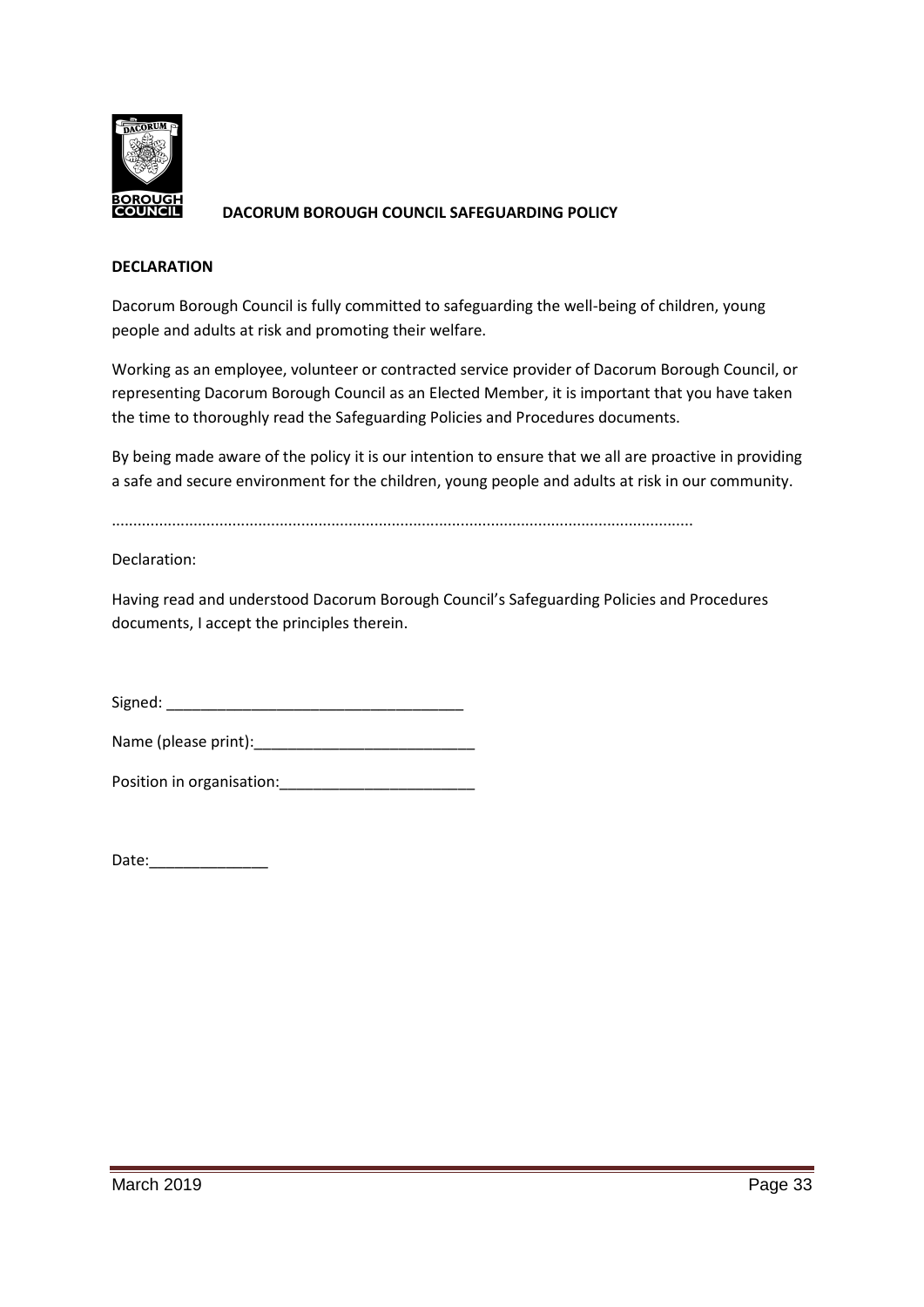**DACORUM BOROUGH COUNCIL SAFEGUARDING POLICY**

**DECLARATION**

Dacorum Borough Council is fully committed to safeguarding the well-being of children, young people and adults at risk and promoting their welfare.

Working as an employee, volunteer or contracted service provider of Dacorum Borough Council, or representing Dacorum Borough Council as an Elected Member, it is important that you have taken the time to thoroughly read the Safeguarding Policies and Procedures documents.

By being made aware of the policy it is our intention to ensure that we all are proactive in providing a safe and secure environment for the children, young people and adults at risk in our community.

.......................................................................................................................................

Declaration:

Having read and understood Dacorum Borough Council's Safeguarding Policies and Procedures documents, I accept the principles therein.

Signed: ___________________________________

Name (please print):__________________________

Position in organisation:_______________________

Date:______________